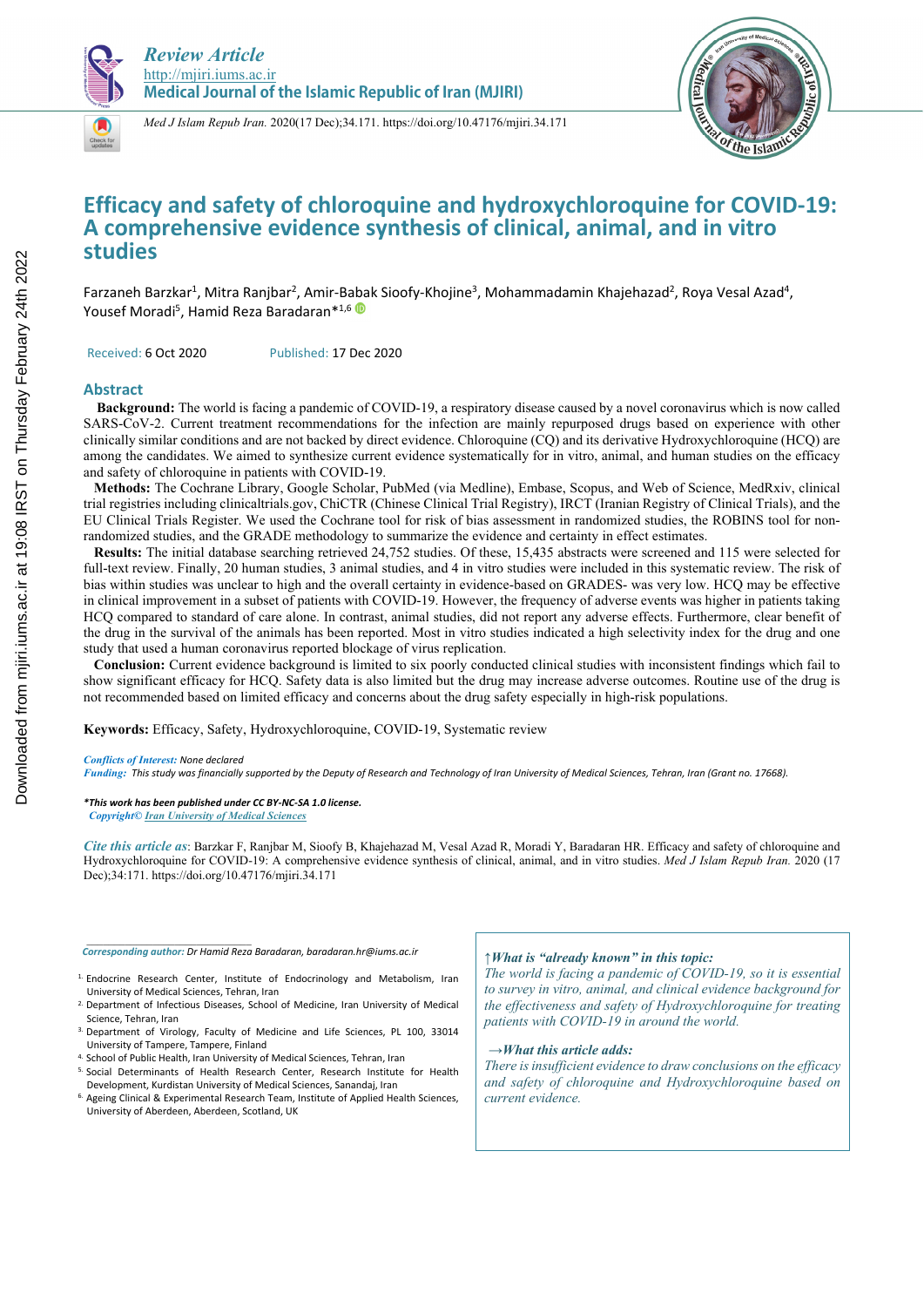*Review Article*
http://mjiri.iums.ac.ir
**Medical Journal of the Islamic Republic of Iran (MJIRI)**

*Med J Islam Repub Iran.* 2020(17 Dec);34.171. https://doi.org/10.47176/mjiri.34.171

# Efficacy and safety of chloroquine and hydroxychloroquine for COVID-19: A comprehensive evidence synthesis of clinical, animal, and in vitro studies

Farzaneh Barzkar[1], Mitra Ranjbar[2], Amir-Babak Sioofy-Khojine[3], Mohammadamin Khajehazad[2], Roya Vesal Azad[4], Yousef Moradi[5], Hamid Reza Baradaran*[1,6]

Received: 6 Oct 2020 Published: 17 Dec 2020

## Abstract

**Background:** The world is facing a pandemic of COVID-19, a respiratory disease caused by a novel coronavirus which is now called SARS-CoV-2. Current treatment recommendations for the infection are mainly repurposed drugs based on experience with other clinically similar conditions and are not backed by direct evidence. Chloroquine (CQ) and its derivative Hydroxychloroquine (HCQ) are among the candidates. We aimed to synthesize current evidence systematically for in vitro, animal, and human studies on the efficacy and safety of chloroquine in patients with COVID-19.

**Methods:** The Cochrane Library, Google Scholar, PubMed (via Medline), Embase, Scopus, and Web of Science, MedRxiv, clinical trial registries including clinicaltrials.gov, ChiCTR (Chinese Clinical Trial Registry), IRCT (Iranian Registry of Clinical Trials), and the EU Clinical Trials Register. We used the Cochrane tool for risk of bias assessment in randomized studies, the ROBINS tool for non-randomized studies, and the GRADE methodology to summarize the evidence and certainty in effect estimates.

**Results:** The initial database searching retrieved 24,752 studies. Of these, 15,435 abstracts were screened and 115 were selected for full-text review. Finally, 20 human studies, 3 animal studies, and 4 in vitro studies were included in this systematic review. The risk of bias within studies was unclear to high and the overall certainty in evidence-based on GRADES- was very low. HCQ may be effective in clinical improvement in a subset of patients with COVID-19. However, the frequency of adverse events was higher in patients taking HCQ compared to standard of care alone. In contrast, animal studies, did not report any adverse effects. Furthermore, clear benefit of the drug in the survival of the animals has been reported. Most in vitro studies indicated a high selectivity index for the drug and one study that used a human coronavirus reported blockage of virus replication.

**Conclusion:** Current evidence background is limited to six poorly conducted clinical studies with inconsistent findings which fail to show significant efficacy for HCQ. Safety data is also limited but the drug may increase adverse outcomes. Routine use of the drug is not recommended based on limited efficacy and concerns about the drug safety especially in high-risk populations.

**Keywords:** Efficacy, Safety, Hydroxychloroquine, COVID-19, Systematic review

*Conflicts of Interest:* None declared
*Funding:* This study was financially supported by the Deputy of Research and Technology of Iran University of Medical Sciences, Tehran, Iran (Grant no. 17668).

***This work has been published under CC BY-NC-SA 1.0 license.***
*Copyright© Iran University of Medical Sciences*

*Cite this article as*: Barzkar F, Ranjbar M, Sioofy B, Khajehazad M, Vesal Azad R, Moradi Y, Baradaran HR. Efficacy and safety of chloroquine and Hydroxychloroquine for COVID-19: A comprehensive evidence synthesis of clinical, animal, and in vitro studies. *Med J Islam Repub Iran.* 2020 (17 Dec);34:171. https://doi.org/10.47176/mjiri.34.171

*Corresponding author:* Dr Hamid Reza Baradaran, baradaran.hr@iums.ac.ir

1. Endocrine Research Center, Institute of Endocrinology and Metabolism, Iran University of Medical Sciences, Tehran, Iran
2. Department of Infectious Diseases, School of Medicine, Iran University of Medical Science, Tehran, Iran
3. Department of Virology, Faculty of Medicine and Life Sciences, PL 100, 33014 University of Tampere, Tampere, Finland
4. School of Public Health, Iran University of Medical Sciences, Tehran, Iran
5. Social Determinants of Health Research Center, Research Institute for Health Development, Kurdistan University of Medical Sciences, Sanandaj, Iran
6. Ageing Clinical & Experimental Research Team, Institute of Applied Health Sciences, University of Aberdeen, Aberdeen, Scotland, UK

***↑What is "already known" in this topic:***
*The world is facing a pandemic of COVID-19, so it is essential to survey in vitro, animal, and clinical evidence background for the effectiveness and safety of Hydroxychloroquine for treating patients with COVID-19 in around the world.*

***→What this article adds:***
*There is insufficient evidence to draw conclusions on the efficacy and safety of chloroquine and Hydroxychloroquine based on current evidence.*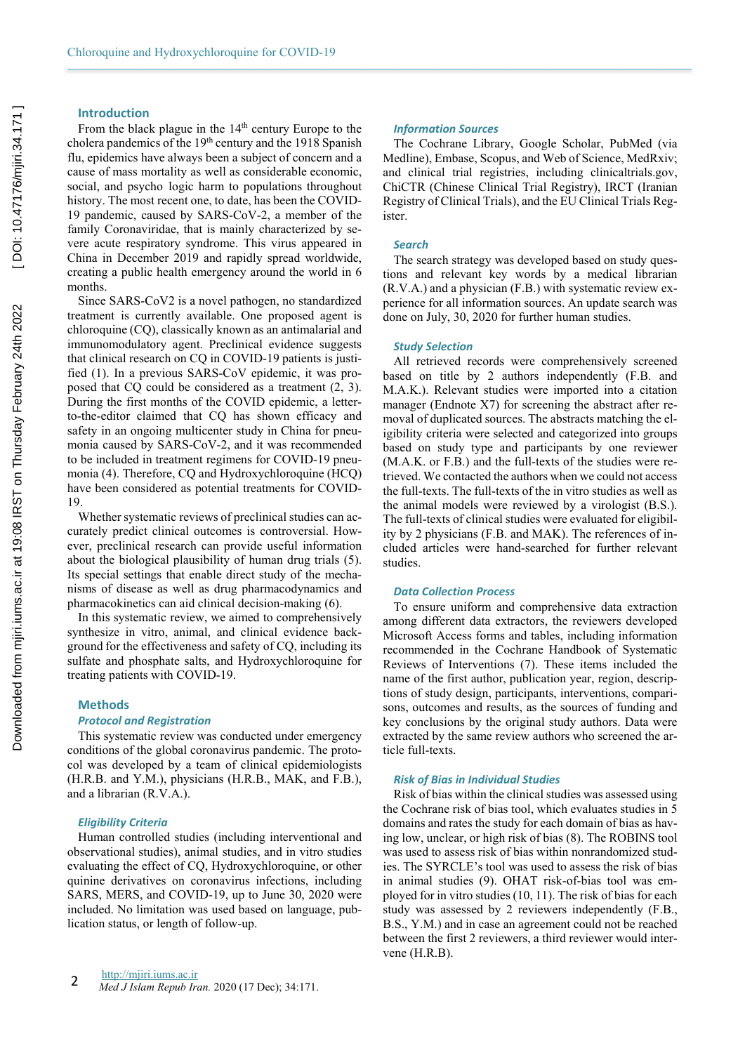## Introduction

From the black plague in the 14th century Europe to the cholera pandemics of the 19th century and the 1918 Spanish flu, epidemics have always been a subject of concern and a cause of mass mortality as well as considerable economic, social, and psycho logic harm to populations throughout history. The most recent one, to date, has been the COVID-19 pandemic, caused by SARS-CoV-2, a member of the family Coronaviridae, that is mainly characterized by severe acute respiratory syndrome. This virus appeared in China in December 2019 and rapidly spread worldwide, creating a public health emergency around the world in 6 months.

Since SARS-CoV2 is a novel pathogen, no standardized treatment is currently available. One proposed agent is chloroquine (CQ), classically known as an antimalarial and immunomodulatory agent. Preclinical evidence suggests that clinical research on CQ in COVID-19 patients is justified (1). In a previous SARS-CoV epidemic, it was proposed that CQ could be considered as a treatment (2, 3). During the first months of the COVID epidemic, a letter-to-the-editor claimed that CQ has shown efficacy and safety in an ongoing multicenter study in China for pneumonia caused by SARS-CoV-2, and it was recommended to be included in treatment regimens for COVID-19 pneumonia (4). Therefore, CQ and Hydroxychloroquine (HCQ) have been considered as potential treatments for COVID-19.

Whether systematic reviews of preclinical studies can accurately predict clinical outcomes is controversial. However, preclinical research can provide useful information about the biological plausibility of human drug trials (5). Its special settings that enable direct study of the mechanisms of disease as well as drug pharmacodynamics and pharmacokinetics can aid clinical decision-making (6).

In this systematic review, we aimed to comprehensively synthesize in vitro, animal, and clinical evidence background for the effectiveness and safety of CQ, including its sulfate and phosphate salts, and Hydroxychloroquine for treating patients with COVID-19.

## Methods

### Protocol and Registration

This systematic review was conducted under emergency conditions of the global coronavirus pandemic. The protocol was developed by a team of clinical epidemiologists (H.R.B. and Y.M.), physicians (H.R.B., MAK, and F.B.), and a librarian (R.V.A.).

### Eligibility Criteria

Human controlled studies (including interventional and observational studies), animal studies, and in vitro studies evaluating the effect of CQ, Hydroxychloroquine, or other quinine derivatives on coronavirus infections, including SARS, MERS, and COVID-19, up to June 30, 2020 were included. No limitation was used based on language, publication status, or length of follow-up.

### Information Sources

The Cochrane Library, Google Scholar, PubMed (via Medline), Embase, Scopus, and Web of Science, MedRxiv; and clinical trial registries, including clinicaltrials.gov, ChiCTR (Chinese Clinical Trial Registry), IRCT (Iranian Registry of Clinical Trials), and the EU Clinical Trials Register.

### Search

The search strategy was developed based on study questions and relevant key words by a medical librarian (R.V.A.) and a physician (F.B.) with systematic review experience for all information sources. An update search was done on July, 30, 2020 for further human studies.

### Study Selection

All retrieved records were comprehensively screened based on title by 2 authors independently (F.B. and M.A.K.). Relevant studies were imported into a citation manager (Endnote X7) for screening the abstract after removal of duplicated sources. The abstracts matching the eligibility criteria were selected and categorized into groups based on study type and participants by one reviewer (M.A.K. or F.B.) and the full-texts of the studies were retrieved. We contacted the authors when we could not access the full-texts. The full-texts of the in vitro studies as well as the animal models were reviewed by a virologist (B.S.). The full-texts of clinical studies were evaluated for eligibility by 2 physicians (F.B. and MAK). The references of included articles were hand-searched for further relevant studies.

### Data Collection Process

To ensure uniform and comprehensive data extraction among different data extractors, the reviewers developed Microsoft Access forms and tables, including information recommended in the Cochrane Handbook of Systematic Reviews of Interventions (7). These items included the name of the first author, publication year, region, descriptions of study design, participants, interventions, comparisons, outcomes and results, as the sources of funding and key conclusions by the original study authors. Data were extracted by the same review authors who screened the article full-texts.

### Risk of Bias in Individual Studies

Risk of bias within the clinical studies was assessed using the Cochrane risk of bias tool, which evaluates studies in 5 domains and rates the study for each domain of bias as having low, unclear, or high risk of bias (8). The ROBINS tool was used to assess risk of bias within nonrandomized studies. The SYRCLE's tool was used to assess the risk of bias in animal studies (9). OHAT risk-of-bias tool was employed for in vitro studies (10, 11). The risk of bias for each study was assessed by 2 reviewers independently (F.B., B.S., Y.M.) and in case an agreement could not be reached between the first 2 reviewers, a third reviewer would intervene (H.R.B).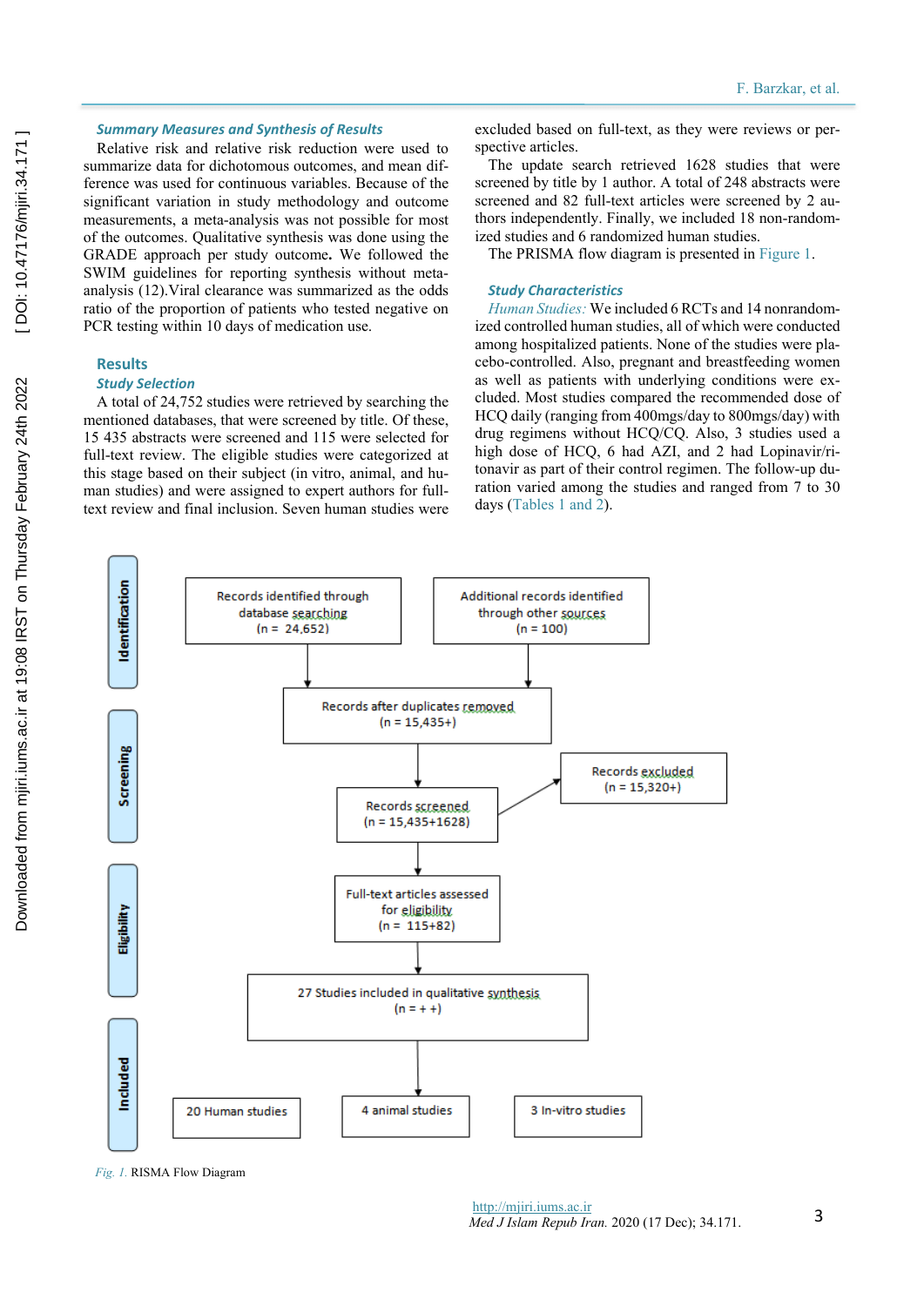### Summary Measures and Synthesis of Results

Relative risk and relative risk reduction were used to summarize data for dichotomous outcomes, and mean difference was used for continuous variables. Because of the significant variation in study methodology and outcome measurements, a meta-analysis was not possible for most of the outcomes. Qualitative synthesis was done using the GRADE approach per study outcome**.** We followed the SWIM guidelines for reporting synthesis without meta-analysis (12).Viral clearance was summarized as the odds ratio of the proportion of patients who tested negative on PCR testing within 10 days of medication use.

## Results

### Study Selection

A total of 24,752 studies were retrieved by searching the mentioned databases, that were screened by title. Of these, 15 435 abstracts were screened and 115 were selected for full-text review. The eligible studies were categorized at this stage based on their subject (in vitro, animal, and human studies) and were assigned to expert authors for full-text review and final inclusion. Seven human studies were excluded based on full-text, as they were reviews or perspective articles.

The update search retrieved 1628 studies that were screened by title by 1 author. A total of 248 abstracts were screened and 82 full-text articles were screened by 2 authors independently. Finally, we included 18 non-randomized studies and 6 randomized human studies.

The PRISMA flow diagram is presented in Figure 1.

### Study Characteristics

*Human Studies:* We included 6 RCTs and 14 nonrandomized controlled human studies, all of which were conducted among hospitalized patients. None of the studies were placebo-controlled. Also, pregnant and breastfeeding women as well as patients with underlying conditions were excluded. Most studies compared the recommended dose of HCQ daily (ranging from 400mgs/day to 800mgs/day) with drug regimens without HCQ/CQ. Also, 3 studies used a high dose of HCQ, 6 had AZI, and 2 had Lopinavir/ritonavir as part of their control regimen. The follow-up duration varied among the studies and ranged from 7 to 30 days (Tables 1 and 2).

**Identification**

- Records identified through database searching (n = 24,652)
- Additional records identified through other sources (n = 100)

**Screening**

- Records after duplicates removed (n = 15,435+)
- Records screened (n = 15,435+1628)
- Records excluded (n = 15,320+)

**Eligibility**

- Full-text articles assessed for eligibility (n = 115+82)

**Included**

- 27 Studies included in qualitative synthesis (n = + +)
- 20 Human studies
- 4 animal studies
- 3 In-vitro studies

*Fig. 1.* RISMA Flow Diagram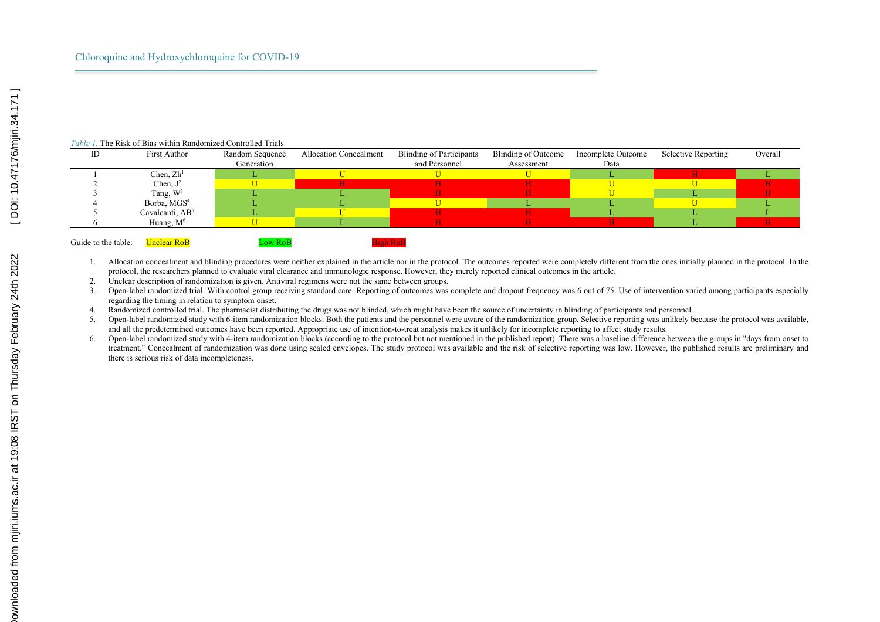*Table 1.* The Risk of Bias within Randomized Controlled Trials

| ID | First Author | Random Sequence Generation | Allocation Concealment | Blinding of Participants and Personnel | Blinding of Outcome Assessment | Incomplete Outcome Data | Selective Reporting | Overall |
|---|---|---|---|---|---|---|---|---|
| 1 | Chen, Zh[1] | L | U | U | U | L | H | L |
| 2 | Chen, J[2] | U | H | H | H | U | U | H |
| 3 | Tang, W[3] | L | L | H | H | U | L | H |
| 4 | Borba, MGS[4] | L | L | U | L | L | U | L |
| 5 | Cavalcanti, AB[5] | L | U | H | H | L | L | L |
| 6 | Huang, M[6] | U | L | H | H | H | L | H |

Guide to the table: Unclear RoB Low RoB High RoB

1. Allocation concealment and blinding procedures were neither explained in the article nor in the protocol. The outcomes reported were completely different from the ones initially planned in the protocol. In the protocol, the researchers planned to evaluate viral clearance and immunologic response. However, they merely reported clinical outcomes in the article.
2. Unclear description of randomization is given. Antiviral regimens were not the same between groups.
3. Open-label randomized trial. With control group receiving standard care. Reporting of outcomes was complete and dropout frequency was 6 out of 75. Use of intervention varied among participants especially regarding the timing in relation to symptom onset.
4. Randomized controlled trial. The pharmacist distributing the drugs was not blinded, which might have been the source of uncertainty in blinding of participants and personnel.
5. Open-label randomized study with 6-item randomization blocks. Both the patients and the personnel were aware of the randomization group. Selective reporting was unlikely because the protocol was available, and all the predetermined outcomes have been reported. Appropriate use of intention-to-treat analysis makes it unlikely for incomplete reporting to affect study results.
6. Open-label randomized study with 4-item randomization blocks (according to the protocol but not mentioned in the published report). There was a baseline difference between the groups in "days from onset to treatment." Concealment of randomization was done using sealed envelopes. The study protocol was available and the risk of selective reporting was low. However, the published results are preliminary and there is serious risk of data incompleteness.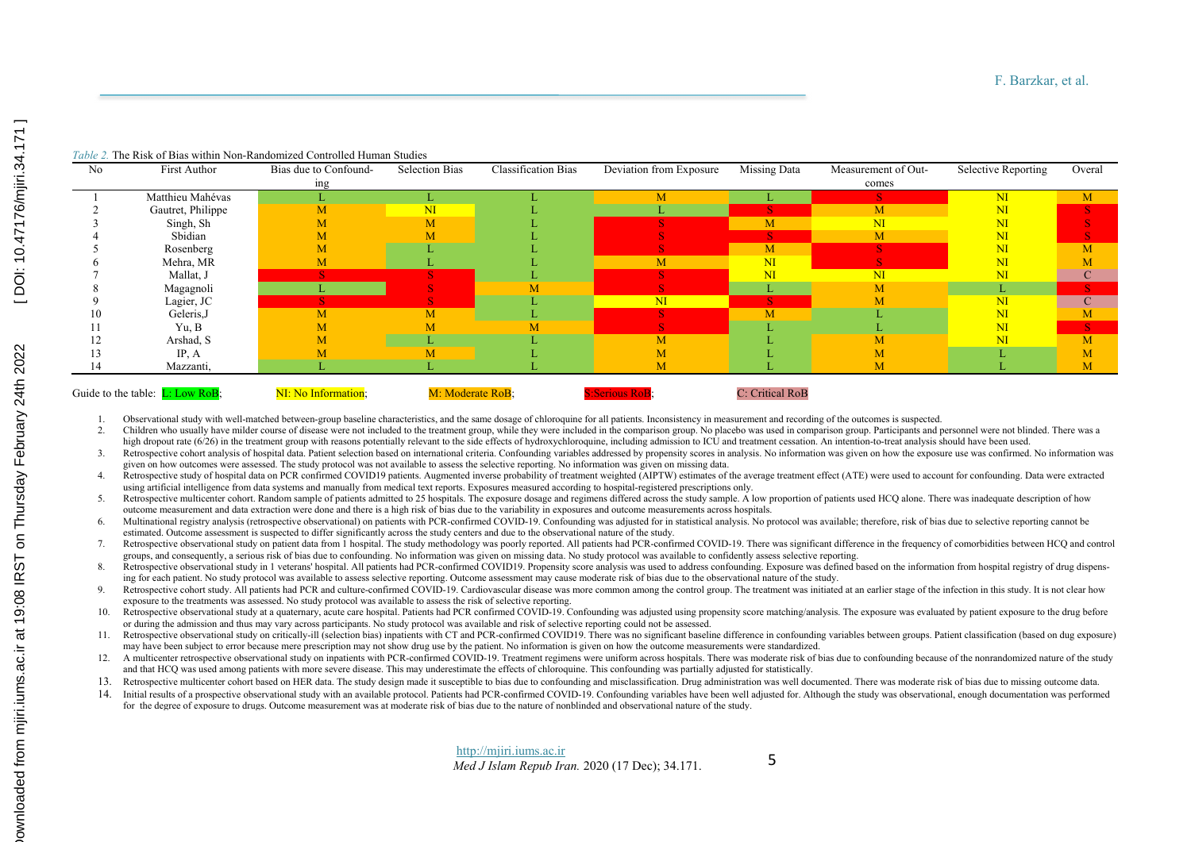*Table 2.* The Risk of Bias within Non-Randomized Controlled Human Studies

| No | First Author | Bias due to Confounding | Selection Bias | Classification Bias | Deviation from Exposure | Missing Data | Measurement of Outcomes | Selective Reporting | Overal |
|---|---|---|---|---|---|---|---|---|---|
| 1 | Matthieu Mahévas | L | L | L | M | L | S | NI | M |
| 2 | Gautret, Philippe | M | NI | L | L | S | M | NI | S |
| 3 | Singh, Sh | M | M | L | S | M | NI | NI | S |
| 4 | Sbidian | M | M | L | S | S | M | NI | S |
| 5 | Rosenberg | M | L | L | S | M | S | NI | M |
| 6 | Mehra, MR | M | L | L | M | NI | S | NI | M |
| 7 | Mallat, J | S | S | L | S | NI | NI | NI | C |
| 8 | Magagnoli | L | S | M | S | L | M | L | S |
| 9 | Lagier, JC | S | S | L | NI | S | M | NI | C |
| 10 | Geleris,J | M | M | L | S | M | L | NI | M |
| 11 | Yu, B | M | M | M | S | L | L | NI | S |
| 12 | Arshad, S | M | L | L | M | L | M | NI | M |
| 13 | IP, A | M | M | L | M | L | M | L | M |
| 14 | Mazzanti, | L | L | L | M | L | M | L | M |

Guide to the table: L: Low RoB; NI: No Information; M: Moderate RoB; S:Serious RoB; C: Critical RoB

1. Observational study with well-matched between-group baseline characteristics, and the same dosage of chloroquine for all patients. Inconsistency in measurement and recording of the outcomes is suspected.
2. Children who usually have milder course of disease were not included to the treatment group, while they were included in the comparison group. No placebo was used in comparison group. Participants and personnel were not blinded. There was a high dropout rate (6/26) in the treatment group with reasons potentially relevant to the side effects of hydroxychloroquine, including admission to ICU and treatment cessation. An intention-to-treat analysis should have been used.
3. Retrospective cohort analysis of hospital data. Patient selection based on international criteria. Confounding variables addressed by propensity scores in analysis. No information was given on how the exposure use was confirmed. No information was given on how outcomes were assessed. The study protocol was not available to assess the selective reporting. No information was given on missing data.
4. Retrospective study of hospital data on PCR confirmed COVID19 patients. Augmented inverse probability of treatment weighted (AIPTW) estimates of the average treatment effect (ATE) were used to account for confounding. Data were extracted using artificial intelligence from data systems and manually from medical text reports. Exposures measured according to hospital-registered prescriptions only.
5. Retrospective multicenter cohort. Random sample of patients admitted to 25 hospitals. The exposure dosage and regimens differed across the study sample. A low proportion of patients used HCQ alone. There was inadequate description of how outcome measurement and data extraction were done and there is a high risk of bias due to the variability in exposures and outcome measurements across hospitals.
6. Multinational registry analysis (retrospective observational) on patients with PCR-confirmed COVID-19. Confounding was adjusted for in statistical analysis. No protocol was available; therefore, risk of bias due to selective reporting cannot be estimated. Outcome assessment is suspected to differ significantly across the study centers and due to the observational nature of the study.
7. Retrospective observational study on patient data from 1 hospital. The study methodology was poorly reported. All patients had PCR-confirmed COVID-19. There was significant difference in the frequency of comorbidities between HCQ and control groups, and consequently, a serious risk of bias due to confounding. No information was given on missing data. No study protocol was available to confidently assess selective reporting.
8. Retrospective observational study in 1 veterans' hospital. All patients had PCR-confirmed COVID19. Propensity score analysis was used to address confounding. Exposure was defined based on the information from hospital registry of drug dispensing for each patient. No study protocol was available to assess selective reporting. Outcome assessment may cause moderate risk of bias due to the observational nature of the study.
9. Retrospective cohort study. All patients had PCR and culture-confirmed COVID-19. Cardiovascular disease was more common among the control group. The treatment was initiated at an earlier stage of the infection in this study. It is not clear how exposure to the treatments was assessed. No study protocol was available to assess the risk of selective reporting.
10. Retrospective observational study at a quaternary, acute care hospital. Patients had PCR confirmed COVID-19. Confounding was adjusted using propensity score matching/analysis. The exposure was evaluated by patient exposure to the drug before or during the admission and thus may vary across participants. No study protocol was available and risk of selective reporting could not be assessed.
11. Retrospective observational study on critically-ill (selection bias) inpatients with CT and PCR-confirmed COVID19. There was no significant baseline difference in confounding variables between groups. Patient classification (based on dug exposure) may have been subject to error because mere prescription may not show drug use by the patient. No information is given on how the outcome measurements were standardized.
12. A multicenter retrospective observational study on inpatients with PCR-confirmed COVID-19. Treatment regimens were uniform across hospitals. There was moderate risk of bias due to confounding because of the nonrandomized nature of the study and that HCQ was used among patients with more severe disease. This may underestimate the effects of chloroquine. This confounding was partially adjusted for statistically.
13. Retrospective multicenter cohort based on HER data. The study design made it susceptible to bias due to confounding and misclassification. Drug administration was well documented. There was moderate risk of bias due to missing outcome data.
14. Initial results of a prospective observational study with an available protocol. Patients had PCR-confirmed COVID-19. Confounding variables have been well adjusted for. Although the study was observational, enough documentation was performed for the degree of exposure to drugs. Outcome measurement was at moderate risk of bias due to the nature of nonblinded and observational nature of the study.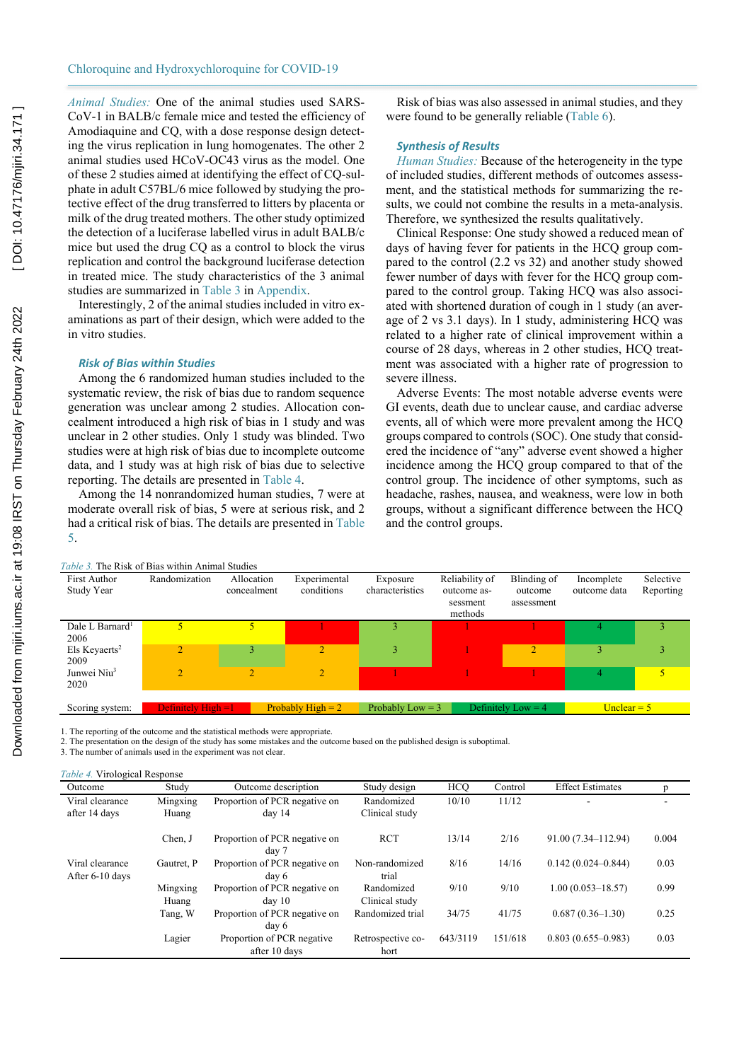*Animal Studies:* One of the animal studies used SARS-CoV-1 in BALB/c female mice and tested the efficiency of Amodiaquine and CQ, with a dose response design detecting the virus replication in lung homogenates. The other 2 animal studies used HCoV-OC43 virus as the model. One of these 2 studies aimed at identifying the effect of CQ-sulphate in adult C57BL/6 mice followed by studying the protective effect of the drug transferred to litters by placenta or milk of the drug treated mothers. The other study optimized the detection of a luciferase labelled virus in adult BALB/c mice but used the drug CQ as a control to block the virus replication and control the background luciferase detection in treated mice. The study characteristics of the 3 animal studies are summarized in Table 3 in Appendix.

Interestingly, 2 of the animal studies included in vitro examinations as part of their design, which were added to the in vitro studies.

### Risk of Bias within Studies

Among the 6 randomized human studies included to the systematic review, the risk of bias due to random sequence generation was unclear among 2 studies. Allocation concealment introduced a high risk of bias in 1 study and was unclear in 2 other studies. Only 1 study was blinded. Two studies were at high risk of bias due to incomplete outcome data, and 1 study was at high risk of bias due to selective reporting. The details are presented in Table 4.

Among the 14 nonrandomized human studies, 7 were at moderate overall risk of bias, 5 were at serious risk, and 2 had a critical risk of bias. The details are presented in Table 5.

Risk of bias was also assessed in animal studies, and they were found to be generally reliable (Table 6).

### Synthesis of Results

*Human Studies:* Because of the heterogeneity in the type of included studies, different methods of outcomes assessment, and the statistical methods for summarizing the results, we could not combine the results in a meta-analysis. Therefore, we synthesized the results qualitatively.

Clinical Response: One study showed a reduced mean of days of having fever for patients in the HCQ group compared to the control (2.2 vs 32) and another study showed fewer number of days with fever for the HCQ group compared to the control group. Taking HCQ was also associated with shortened duration of cough in 1 study (an average of 2 vs 3.1 days). In 1 study, administering HCQ was related to a higher rate of clinical improvement within a course of 28 days, whereas in 2 other studies, HCQ treatment was associated with a higher rate of progression to severe illness.

Adverse Events: The most notable adverse events were GI events, death due to unclear cause, and cardiac adverse events, all of which were more prevalent among the HCQ groups compared to controls (SOC). One study that considered the incidence of "any" adverse event showed a higher incidence among the HCQ group compared to that of the control group. The incidence of other symptoms, such as headache, rashes, nausea, and weakness, were low in both groups, without a significant difference between the HCQ and the control groups.

*Table 3.* The Risk of Bias within Animal Studies

| First Author Study Year | Randomization | Allocation concealment | Experimental conditions | Exposure characteristics | Reliability of outcome assessment methods | Blinding of outcome assessment | Incomplete outcome data | Selective Reporting |
|---|---|---|---|---|---|---|---|---|
| Dale L Barnard[1] 2006 | 5 | 5 | 1 | 3 | 1 | 1 | 4 | 3 |
| Els Keyaerts[2] 2009 | 2 | 3 | 2 | 3 | 1 | 2 | 3 | 3 |
| Junwei Niu[3] 2020 | 2 | 2 | 2 | 1 | 1 | 1 | 4 | 5 |

Scoring system: Definitely High = 1; Probably High = 2; Probably Low = 3; Definitely Low = 4; Unclear = 5

1. The reporting of the outcome and the statistical methods were appropriate.
2. The presentation on the design of the study has some mistakes and the outcome based on the published design is suboptimal.
3. The number of animals used in the experiment was not clear.

*Table 4.* Virological Response

| Outcome | Study | Outcome description | Study design | HCQ | Control | Effect Estimates | p |
|---|---|---|---|---|---|---|---|
| Viral clearance after 14 days | Mingxing Huang | Proportion of PCR negative on day 14 | Randomized Clinical study | 10/10 | 11/12 | - | - |
| | Chen, J | Proportion of PCR negative on day 7 | RCT | 13/14 | 2/16 | 91.00 (7.34–112.94) | 0.004 |
| Viral clearance After 6-10 days | Gautret, P | Proportion of PCR negative on day 6 | Non-randomized trial | 8/16 | 14/16 | 0.142 (0.024–0.844) | 0.03 |
| | Mingxing Huang | Proportion of PCR negative on day 10 | Randomized Clinical study | 9/10 | 9/10 | 1.00 (0.053–18.57) | 0.99 |
| | Tang, W | Proportion of PCR negative on day 6 | Randomized trial | 34/75 | 41/75 | 0.687 (0.36–1.30) | 0.25 |
| | Lagier | Proportion of PCR negative after 10 days | Retrospective cohort | 643/3119 | 151/618 | 0.803 (0.655–0.983) | 0.03 |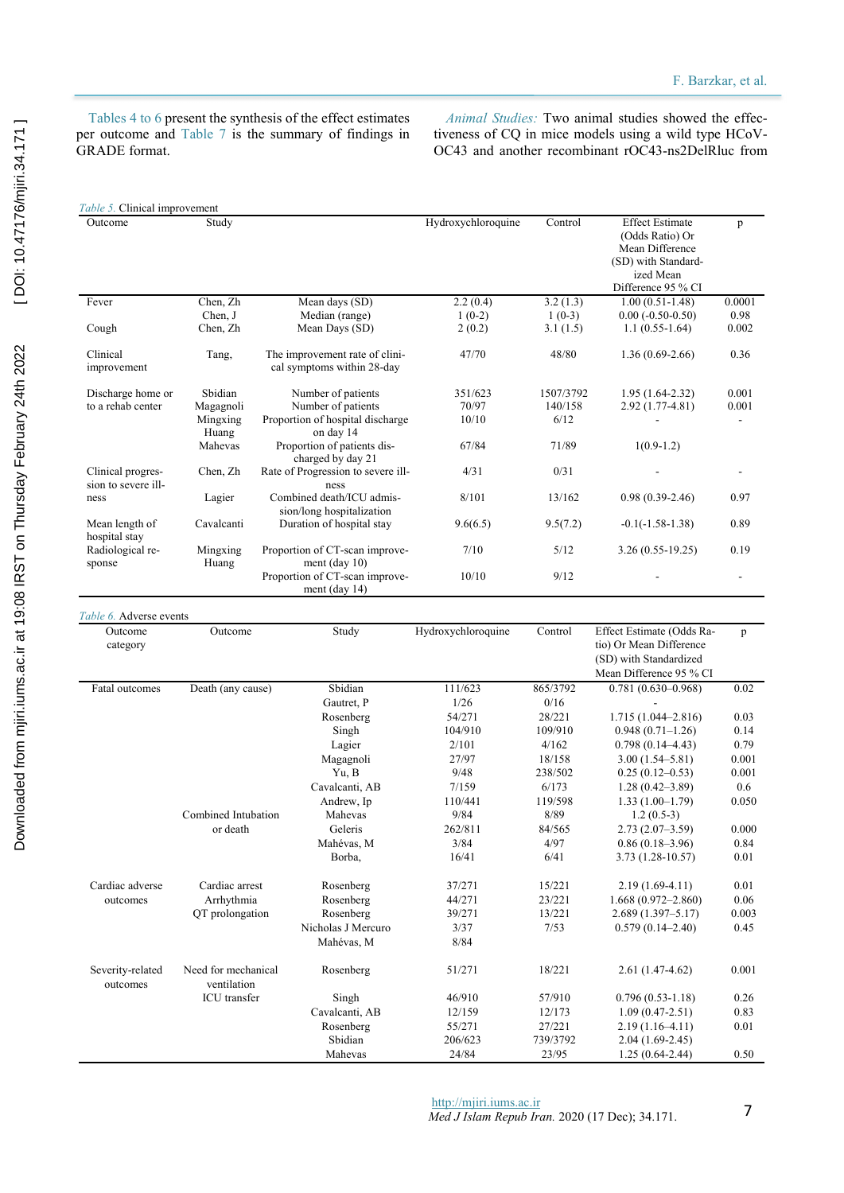Tables 4 to 6 present the synthesis of the effect estimates per outcome and Table 7 is the summary of findings in GRADE format.

*Animal Studies:* Two animal studies showed the effectiveness of CQ in mice models using a wild type HCoV-OC43 and another recombinant rOC43-ns2DelRluc from

*Table 5.* Clinical improvement

| Outcome | Study | | Hydroxychloroquine | Control | Effect Estimate (Odds Ratio) Or Mean Difference (SD) with Standardized Mean Difference 95 % CI | p |
|---|---|---|---|---|---|---|
| Fever | Chen, Zh | Mean days (SD) | 2.2 (0.4) | 3.2 (1.3) | 1.00 (0.51-1.48) | 0.0001 |
| | Chen, J | Median (range) | 1 (0-2) | 1 (0-3) | 0.00 (-0.50-0.50) | 0.98 |
| Cough | Chen, Zh | Mean Days (SD) | 2 (0.2) | 3.1 (1.5) | 1.1 (0.55-1.64) | 0.002 |
| Clinical improvement | Tang, | The improvement rate of clinical symptoms within 28-day | 47/70 | 48/80 | 1.36 (0.69-2.66) | 0.36 |
| Discharge home or to a rehab center | Sbidian | Number of patients | 351/623 | 1507/3792 | 1.95 (1.64-2.32) | 0.001 |
| | Magagnoli | Number of patients | 70/97 | 140/158 | 2.92 (1.77-4.81) | 0.001 |
| | Mingxing Huang | Proportion of hospital discharge on day 14 | 10/10 | 6/12 | - | - |
| | Mahevas | Proportion of patients discharged by day 21 | 67/84 | 71/89 | 1(0.9-1.2) | |
| Clinical progression to severe illness | Chen, Zh | Rate of Progression to severe illness | 4/31 | 0/31 | - | - |
| | Lagier | Combined death/ICU admission/long hospitalization | 8/101 | 13/162 | 0.98 (0.39-2.46) | 0.97 |
| Mean length of hospital stay | Cavalcanti | Duration of hospital stay | 9.6(6.5) | 9.5(7.2) | -0.1(-1.58-1.38) | 0.89 |
| Radiological response | Mingxing Huang | Proportion of CT-scan improvement (day 10) | 7/10 | 5/12 | 3.26 (0.55-19.25) | 0.19 |
| | | Proportion of CT-scan improvement (day 14) | 10/10 | 9/12 | - | - |

*Table 6.* Adverse events

| Outcome category | Outcome | Study | Hydroxychloroquine | Control | Effect Estimate (Odds Ratio) Or Mean Difference (SD) with Standardized Mean Difference 95 % CI | p |
|---|---|---|---|---|---|---|
| Fatal outcomes | Death (any cause) | Sbidian | 111/623 | 865/3792 | 0.781 (0.630–0.968) | 0.02 |
| | | Gautret, P | 1/26 | 0/16 | - | |
| | | Rosenberg | 54/271 | 28/221 | 1.715 (1.044–2.816) | 0.03 |
| | | Singh | 104/910 | 109/910 | 0.948 (0.71–1.26) | 0.14 |
| | | Lagier | 2/101 | 4/162 | 0.798 (0.14–4.43) | 0.79 |
| | | Magagnoli | 27/97 | 18/158 | 3.00 (1.54–5.81) | 0.001 |
| | | Yu, B | 9/48 | 238/502 | 0.25 (0.12–0.53) | 0.001 |
| | | Cavalcanti, AB | 7/159 | 6/173 | 1.28 (0.42–3.89) | 0.6 |
| | | Andrew, Ip | 110/441 | 119/598 | 1.33 (1.00–1.79) | 0.050 |
| | Combined Intubation or death | Mahevas | 9/84 | 8/89 | 1.2 (0.5-3) | |
| | | Geleris | 262/811 | 84/565 | 2.73 (2.07–3.59) | 0.000 |
| | | Mahévas, M | 3/84 | 4/97 | 0.86 (0.18–3.96) | 0.84 |
| | | Borba, | 16/41 | 6/41 | 3.73 (1.28-10.57) | 0.01 |
| Cardiac adverse outcomes | Cardiac arrest | Rosenberg | 37/271 | 15/221 | 2.19 (1.69-4.11) | 0.01 |
| | Arrhythmia | Rosenberg | 44/271 | 23/221 | 1.668 (0.972–2.860) | 0.06 |
| | QT prolongation | Rosenberg | 39/271 | 13/221 | 2.689 (1.397–5.17) | 0.003 |
| | | Nicholas J Mercuro | 3/37 | 7/53 | 0.579 (0.14–2.40) | 0.45 |
| | | Mahévas, M | 8/84 | | | |
| Severity-related outcomes | Need for mechanical ventilation | Rosenberg | 51/271 | 18/221 | 2.61 (1.47-4.62) | 0.001 |
| | ICU transfer | Singh | 46/910 | 57/910 | 0.796 (0.53-1.18) | 0.26 |
| | | Cavalcanti, AB | 12/159 | 12/173 | 1.09 (0.47-2.51) | 0.83 |
| | | Rosenberg | 55/271 | 27/221 | 2.19 (1.16–4.11) | 0.01 |
| | | Sbidian | 206/623 | 739/3792 | 2.04 (1.69-2.45) | |
| | | Mahevas | 24/84 | 23/95 | 1.25 (0.64-2.44) | 0.50 |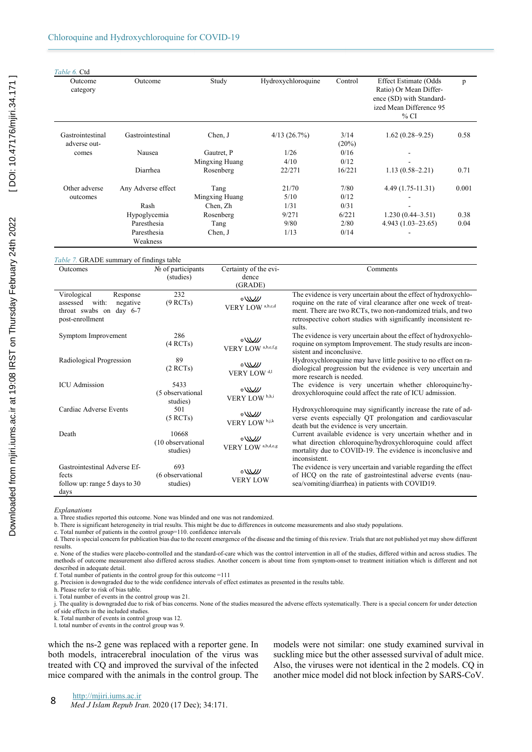*Table 6.* Ctd

| Outcome category | Outcome | Study | Hydroxychloroquine | Control | Effect Estimate (Odds Ratio) Or Mean Difference (SD) with Standardized Mean Difference 95 % CI | p |
|---|---|---|---|---|---|---|
| Gastrointestinal adverse outcomes | Gastrointestinal | Chen, J | 4/13 (26.7%) | 3/14 (20%) | 1.62 (0.28–9.25) | 0.58 |
| | Nausea | Gautret, P | 1/26 | 0/16 | - | |
| | | Mingxing Huang | 4/10 | 0/12 | - | |
| | Diarrhea | Rosenberg | 22/271 | 16/221 | 1.13 (0.58–2.21) | 0.71 |
| Other adverse outcomes | Any Adverse effect | Tang | 21/70 | 7/80 | 4.49 (1.75-11.31) | 0.001 |
| | | Mingxing Huang | 5/10 | 0/12 | - | |
| | Rash | Chen, Zh | 1/31 | 0/31 | - | |
| | Hypoglycemia | Rosenberg | 9/271 | 6/221 | 1.230 (0.44–3.51) | 0.38 |
| | Paresthesia | Tang | 9/80 | 2/80 | 4.943 (1.03–23.65) | 0.04 |
| | Paresthesia Weakness | Chen, J | 1/13 | 0/14 | - | |

*Table 7.* GRADE summary of findings table

| Outcomes | № of participants (studies) | Certainty of the evidence (GRADE) | Comments |
|---|---|---|---|
| Virological Response assessed with: negative throat swabs on day 6-7 post-enrollment | 232 (9 RCTs) | ⊕◯◯◯ VERY LOW [a,b,c,d] | The evidence is very uncertain about the effect of hydroxychloroquine on the rate of viral clearance after one week of treatment. There are two RCTs, two non-randomized trials, and two retrospective cohort studies with significantly inconsistent results. |
| Symptom Improvement | 286 (4 RCTs) | ⊕◯◯◯ VERY LOW [a,b,e,f,g] | The evidence is very uncertain about the effect of hydroxychloroquine on symptom Improvement. The study results are inconsistent and inconclusive. |
| Radiological Progression | 89 (2 RCTs) | ⊕◯◯◯ VERY LOW [d,l] | Hydroxychloroquine may have little positive to no effect on radiological progression but the evidence is very uncertain and more research is needed. |
| ICU Admission | 5433 (5 observational studies) | ⊕◯◯◯ VERY LOW [b,h,i] | The evidence is very uncertain whether chloroquine/hydroxychloroquine could affect the rate of ICU admission. |
| Cardiac Adverse Events | 501 (5 RCTs) | ⊕◯◯◯ VERY LOW [b,j,k] | Hydroxychloroquine may significantly increase the rate of adverse events especially QT prolongation and cardiovascular death but the evidence is very uncertain. |
| Death | 10668 (10 observational studies) | ⊕◯◯◯ VERY LOW [a,b,d,e,g] | Current available evidence is very uncertain whether and in what direction chloroquine/hydroxychloroquine could affect mortality due to COVID-19. The evidence is inconclusive and inconsistent. |
| Gastrointestinal Adverse Effects follow up: range 5 days to 30 days | 693 (6 observational studies) | ⊕◯◯◯ VERY LOW | The evidence is very uncertain and variable regarding the effect of HCQ on the rate of gastrointestinal adverse events (nausea/vomiting/diarrhea) in patients with COVID19. |

*Explanations*

a. Three studies reported this outcome. None was blinded and one was not randomized.
b. There is significant heterogeneity in trial results. This might be due to differences in outcome measurements and also study populations.
c. Total number of patients in the control group=110. confidence intervals
d. There is special concern for publication bias due to the recent emergence of the disease and the timing of this review. Trials that are not published yet may show different results.
e. None of the studies were placebo-controlled and the standard-of-care which was the control intervention in all of the studies, differed within and across studies. The methods of outcome measurement also differed across studies. Another concern is about time from symptom-onset to treatment initiation which is different and not described in adequate detail.
f. Total number of patients in the control group for this outcome =111
g. Precision is downgraded due to the wide confidence intervals of effect estimates as presented in the results table.
h. Please refer to risk of bias table.
i. Total number of events in the control group was 21.
j. The quality is downgraded due to risk of bias concerns. None of the studies measured the adverse effects systematically. There is a special concern for under detection of side effects in the included studies.
k. Total number of events in control group was 12.
l. total number of events in the control group was 9.

which the ns-2 gene was replaced with a reporter gene. In both models, intracerebral inoculation of the virus was treated with CQ and improved the survival of the infected mice compared with the animals in the control group. The models were not similar: one study examined survival in suckling mice but the other assessed survival of adult mice. Also, the viruses were not identical in the 2 models. CQ in another mice model did not block infection by SARS-CoV.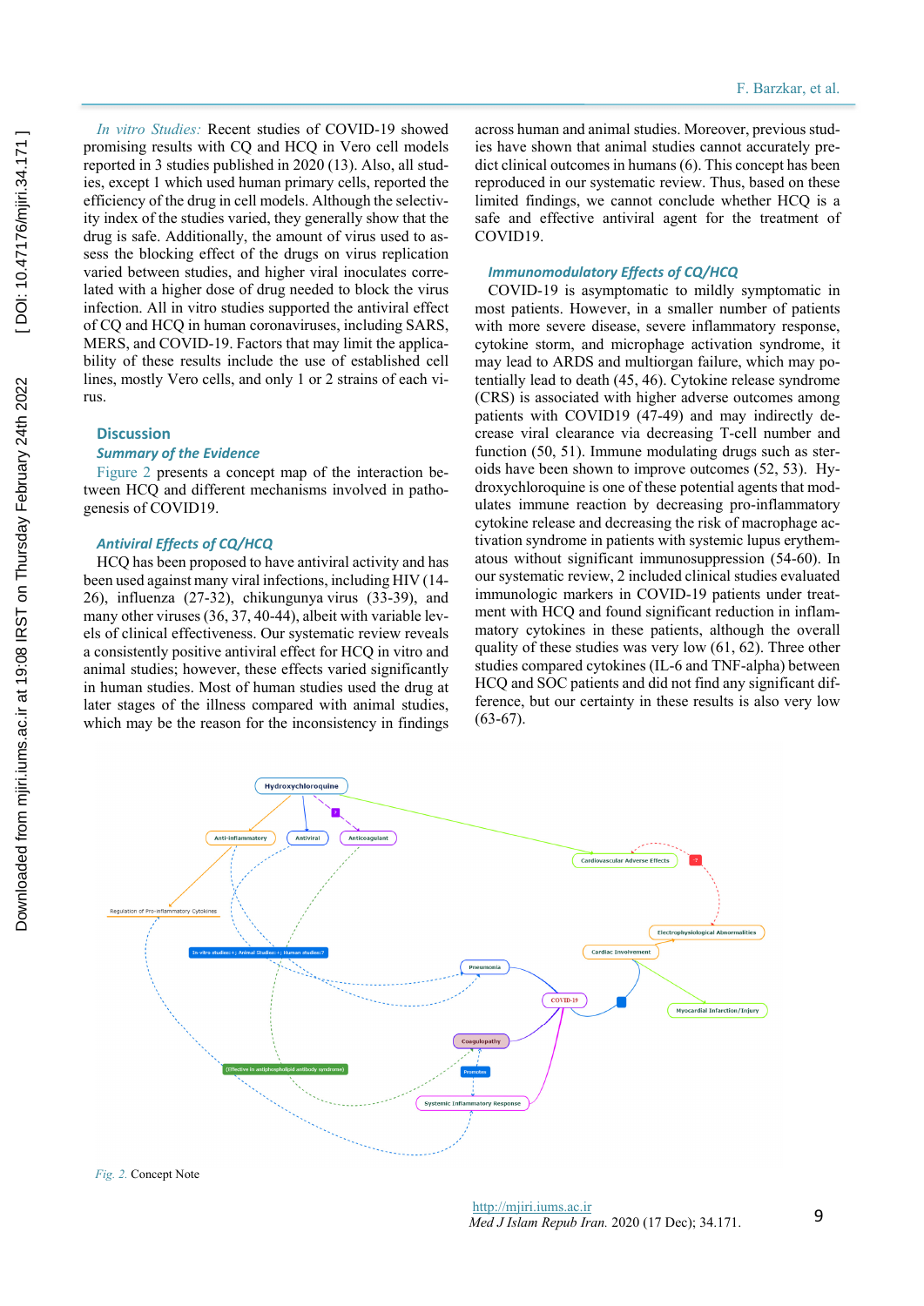*In vitro Studies:* Recent studies of COVID-19 showed promising results with CQ and HCQ in Vero cell models reported in 3 studies published in 2020 (13). Also, all studies, except 1 which used human primary cells, reported the efficiency of the drug in cell models. Although the selectivity index of the studies varied, they generally show that the drug is safe. Additionally, the amount of virus used to assess the blocking effect of the drugs on virus replication varied between studies, and higher viral inoculates correlated with a higher dose of drug needed to block the virus infection. All in vitro studies supported the antiviral effect of CQ and HCQ in human coronaviruses, including SARS, MERS, and COVID-19. Factors that may limit the applicability of these results include the use of established cell lines, mostly Vero cells, and only 1 or 2 strains of each virus.

## Discussion

### *Summary of the Evidence*

Figure 2 presents a concept map of the interaction between HCQ and different mechanisms involved in pathogenesis of COVID19.

### *Antiviral Effects of CQ/HCQ*

HCQ has been proposed to have antiviral activity and has been used against many viral infections, including HIV (14-26), influenza (27-32), chikungunya virus (33-39), and many other viruses (36, 37, 40-44), albeit with variable levels of clinical effectiveness. Our systematic review reveals a consistently positive antiviral effect for HCQ in vitro and animal studies; however, these effects varied significantly in human studies. Most of human studies used the drug at later stages of the illness compared with animal studies, which may be the reason for the inconsistency in findings across human and animal studies. Moreover, previous studies have shown that animal studies cannot accurately predict clinical outcomes in humans (6). This concept has been reproduced in our systematic review. Thus, based on these limited findings, we cannot conclude whether HCQ is a safe and effective antiviral agent for the treatment of COVID19.

### *Immunomodulatory Effects of CQ/HCQ*

COVID-19 is asymptomatic to mildly symptomatic in most patients. However, in a smaller number of patients with more severe disease, severe inflammatory response, cytokine storm, and macrophage activation syndrome, it may lead to ARDS and multiorgan failure, which may potentially lead to death (45, 46). Cytokine release syndrome (CRS) is associated with higher adverse outcomes among patients with COVID19 (47-49) and may indirectly decrease viral clearance via decreasing T-cell number and function (50, 51). Immune modulating drugs such as steroids have been shown to improve outcomes (52, 53). Hydroxychloroquine is one of these potential agents that modulates immune reaction by decreasing pro-inflammatory cytokine release and decreasing the risk of macrophage activation syndrome in patients with systemic lupus erythematous without significant immunosuppression (54-60). In our systematic review, 2 included clinical studies evaluated immunologic markers in COVID-19 patients under treatment with HCQ and found significant reduction in inflammatory cytokines in these patients, although the overall quality of these studies was very low (61, 62). Three other studies compared cytokines (IL-6 and TNF-alpha) between HCQ and SOC patients and did not find any significant difference, but our certainty in these results is also very low (63-67).

*Fig. 2.* Concept Note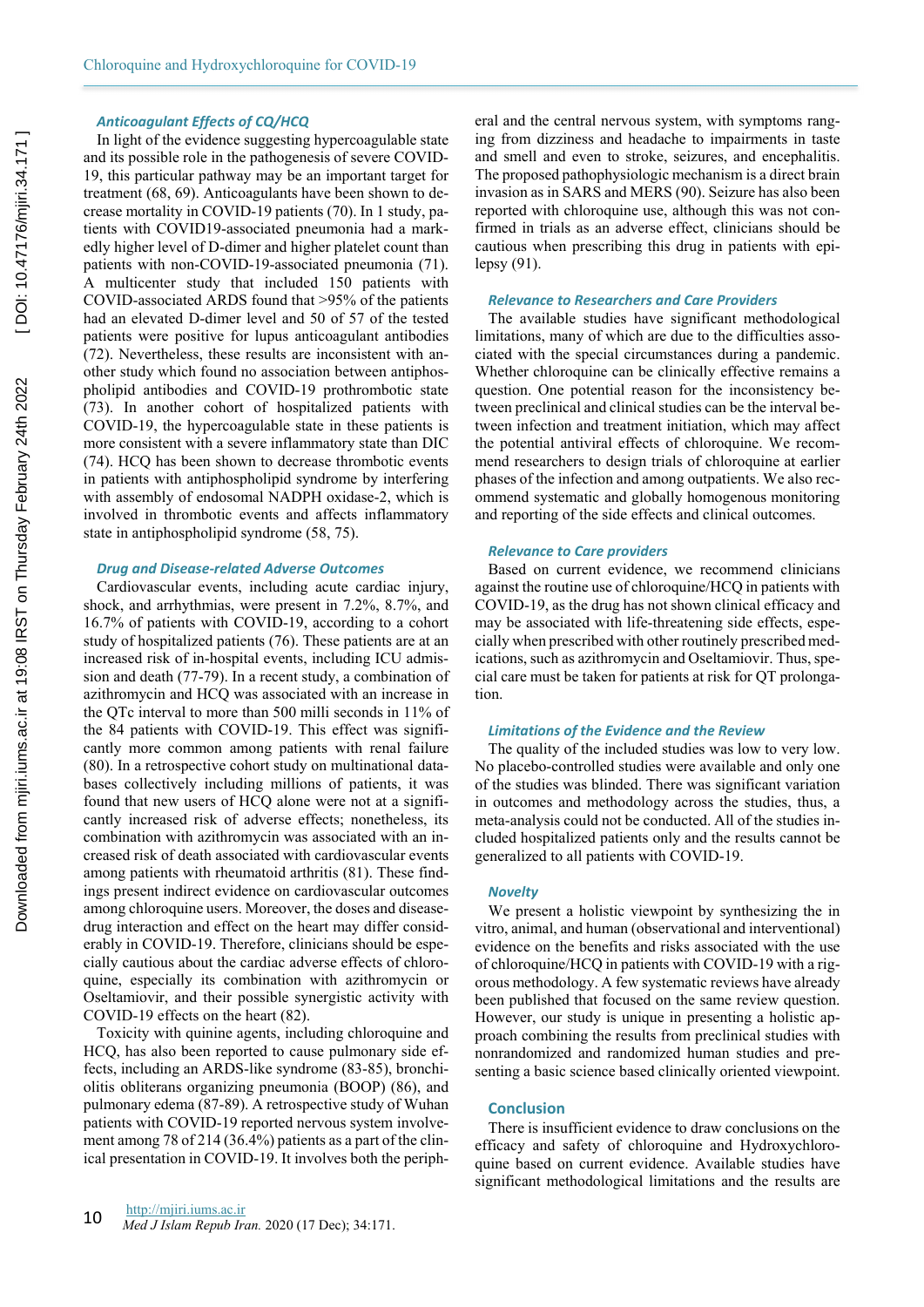### Anticoagulant Effects of CQ/HCQ

In light of the evidence suggesting hypercoagulable state and its possible role in the pathogenesis of severe COVID-19, this particular pathway may be an important target for treatment (68, 69). Anticoagulants have been shown to decrease mortality in COVID-19 patients (70). In 1 study, patients with COVID19-associated pneumonia had a markedly higher level of D-dimer and higher platelet count than patients with non-COVID-19-associated pneumonia (71). A multicenter study that included 150 patients with COVID-associated ARDS found that >95% of the patients had an elevated D-dimer level and 50 of 57 of the tested patients were positive for lupus anticoagulant antibodies (72). Nevertheless, these results are inconsistent with another study which found no association between antiphospholipid antibodies and COVID-19 prothrombotic state (73). In another cohort of hospitalized patients with COVID-19, the hypercoagulable state in these patients is more consistent with a severe inflammatory state than DIC (74). HCQ has been shown to decrease thrombotic events in patients with antiphospholipid syndrome by interfering with assembly of endosomal NADPH oxidase-2, which is involved in thrombotic events and affects inflammatory state in antiphospholipid syndrome (58, 75).

### Drug and Disease-related Adverse Outcomes

Cardiovascular events, including acute cardiac injury, shock, and arrhythmias, were present in 7.2%, 8.7%, and 16.7% of patients with COVID-19, according to a cohort study of hospitalized patients (76). These patients are at an increased risk of in-hospital events, including ICU admission and death (77-79). In a recent study, a combination of azithromycin and HCQ was associated with an increase in the QTc interval to more than 500 milli seconds in 11% of the 84 patients with COVID-19. This effect was significantly more common among patients with renal failure (80). In a retrospective cohort study on multinational databases collectively including millions of patients, it was found that new users of HCQ alone were not at a significantly increased risk of adverse effects; nonetheless, its combination with azithromycin was associated with an increased risk of death associated with cardiovascular events among patients with rheumatoid arthritis (81). These findings present indirect evidence on cardiovascular outcomes among chloroquine users. Moreover, the doses and disease-drug interaction and effect on the heart may differ considerably in COVID-19. Therefore, clinicians should be especially cautious about the cardiac adverse effects of chloroquine, especially its combination with azithromycin or Oseltamiovir, and their possible synergistic activity with COVID-19 effects on the heart (82).

Toxicity with quinine agents, including chloroquine and HCQ, has also been reported to cause pulmonary side effects, including an ARDS-like syndrome (83-85), bronchiolitis obliterans organizing pneumonia (BOOP) (86), and pulmonary edema (87-89). A retrospective study of Wuhan patients with COVID-19 reported nervous system involvement among 78 of 214 (36.4%) patients as a part of the clinical presentation in COVID-19. It involves both the peripheral and the central nervous system, with symptoms ranging from dizziness and headache to impairments in taste and smell and even to stroke, seizures, and encephalitis. The proposed pathophysiologic mechanism is a direct brain invasion as in SARS and MERS (90). Seizure has also been reported with chloroquine use, although this was not confirmed in trials as an adverse effect, clinicians should be cautious when prescribing this drug in patients with epilepsy (91).

### Relevance to Researchers and Care Providers

The available studies have significant methodological limitations, many of which are due to the difficulties associated with the special circumstances during a pandemic. Whether chloroquine can be clinically effective remains a question. One potential reason for the inconsistency between preclinical and clinical studies can be the interval between infection and treatment initiation, which may affect the potential antiviral effects of chloroquine. We recommend researchers to design trials of chloroquine at earlier phases of the infection and among outpatients. We also recommend systematic and globally homogenous monitoring and reporting of the side effects and clinical outcomes.

### Relevance to Care providers

Based on current evidence, we recommend clinicians against the routine use of chloroquine/HCQ in patients with COVID-19, as the drug has not shown clinical efficacy and may be associated with life-threatening side effects, especially when prescribed with other routinely prescribed medications, such as azithromycin and Oseltamiovir. Thus, special care must be taken for patients at risk for QT prolongation.

### Limitations of the Evidence and the Review

The quality of the included studies was low to very low. No placebo-controlled studies were available and only one of the studies was blinded. There was significant variation in outcomes and methodology across the studies, thus, a meta-analysis could not be conducted. All of the studies included hospitalized patients only and the results cannot be generalized to all patients with COVID-19.

### Novelty

We present a holistic viewpoint by synthesizing the in vitro, animal, and human (observational and interventional) evidence on the benefits and risks associated with the use of chloroquine/HCQ in patients with COVID-19 with a rigorous methodology. A few systematic reviews have already been published that focused on the same review question. However, our study is unique in presenting a holistic approach combining the results from preclinical studies with nonrandomized and randomized human studies and presenting a basic science based clinically oriented viewpoint.

## Conclusion

There is insufficient evidence to draw conclusions on the efficacy and safety of chloroquine and Hydroxychloroquine based on current evidence. Available studies have significant methodological limitations and the results are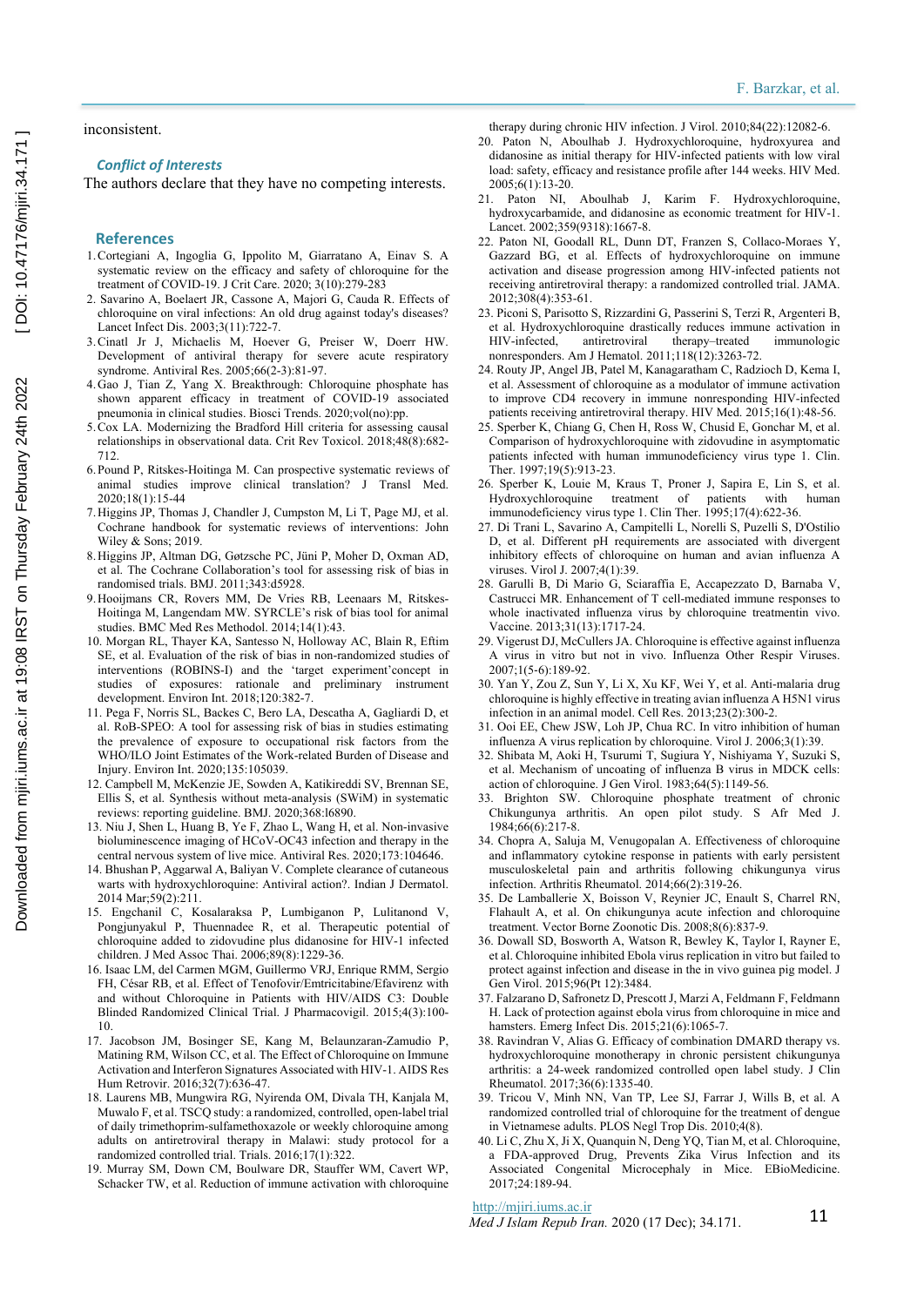inconsistent.

### Conflict of Interests

The authors declare that they have no competing interests.

## References

1. Cortegiani A, Ingoglia G, Ippolito M, Giarratano A, Einav S. A systematic review on the efficacy and safety of chloroquine for the treatment of COVID-19. J Crit Care. 2020; 3(10):279-283
2. Savarino A, Boelaert JR, Cassone A, Majori G, Cauda R. Effects of chloroquine on viral infections: An old drug against today's diseases? Lancet Infect Dis. 2003;3(11):722-7.
3. Cinatl Jr J, Michaelis M, Hoever G, Preiser W, Doerr HW. Development of antiviral therapy for severe acute respiratory syndrome. Antiviral Res. 2005;66(2-3):81-97.
4. Gao J, Tian Z, Yang X. Breakthrough: Chloroquine phosphate has shown apparent efficacy in treatment of COVID-19 associated pneumonia in clinical studies. Biosci Trends. 2020;vol(no):pp.
5. Cox LA. Modernizing the Bradford Hill criteria for assessing causal relationships in observational data. Crit Rev Toxicol. 2018;48(8):682-712.
6. Pound P, Ritskes-Hoitinga M. Can prospective systematic reviews of animal studies improve clinical translation? J Transl Med. 2020;18(1):15-44
7. Higgins JP, Thomas J, Chandler J, Cumpston M, Li T, Page MJ, et al. Cochrane handbook for systematic reviews of interventions: John Wiley & Sons; 2019.
8. Higgins JP, Altman DG, Gøtzsche PC, Jüni P, Moher D, Oxman AD, et al. The Cochrane Collaboration's tool for assessing risk of bias in randomised trials. BMJ. 2011;343:d5928.
9. Hooijmans CR, Rovers MM, De Vries RB, Leenaars M, Ritskes-Hoitinga M, Langendam MW. SYRCLE's risk of bias tool for animal studies. BMC Med Res Methodol. 2014;14(1):43.
10. Morgan RL, Thayer KA, Santesso N, Holloway AC, Blain R, Eftim SE, et al. Evaluation of the risk of bias in non-randomized studies of interventions (ROBINS-I) and the 'target experiment'concept in studies of exposures: rationale and preliminary instrument development. Environ Int. 2018;120:382-7.
11. Pega F, Norris SL, Backes C, Bero LA, Descatha A, Gagliardi D, et al. RoB-SPEO: A tool for assessing risk of bias in studies estimating the prevalence of exposure to occupational risk factors from the WHO/ILO Joint Estimates of the Work-related Burden of Disease and Injury. Environ Int. 2020;135:105039.
12. Campbell M, McKenzie JE, Sowden A, Katikireddi SV, Brennan SE, Ellis S, et al. Synthesis without meta-analysis (SWiM) in systematic reviews: reporting guideline. BMJ. 2020;368:l6890.
13. Niu J, Shen L, Huang B, Ye F, Zhao L, Wang H, et al. Non-invasive bioluminescence imaging of HCoV-OC43 infection and therapy in the central nervous system of live mice. Antiviral Res. 2020;173:104646.
14. Bhushan P, Aggarwal A, Baliyan V. Complete clearance of cutaneous warts with hydroxychloroquine: Antiviral action?. Indian J Dermatol. 2014 Mar;59(2):211.
15. Engchanil C, Kosalaraksa P, Lumbiganon P, Lulitanond V, Pongjunyakul P, Thuennadee R, et al. Therapeutic potential of chloroquine added to zidovudine plus didanosine for HIV-1 infected children. J Med Assoc Thai. 2006;89(8):1229-36.
16. Isaac LM, del Carmen MGM, Guillermo VRJ, Enrique RMM, Sergio FH, César RB, et al. Effect of Tenofovir/Emtricitabine/Efavirenz with and without Chloroquine in Patients with HIV/AIDS C3: Double Blinded Randomized Clinical Trial. J Pharmacovigil. 2015;4(3):100-10.
17. Jacobson JM, Bosinger SE, Kang M, Belaunzaran-Zamudio P, Matining RM, Wilson CC, et al. The Effect of Chloroquine on Immune Activation and Interferon Signatures Associated with HIV-1. AIDS Res Hum Retrovir. 2016;32(7):636-47.
18. Laurens MB, Mungwira RG, Nyirenda OM, Divala TH, Kanjala M, Muwalo F, et al. TSCQ study: a randomized, controlled, open-label trial of daily trimethoprim-sulfamethoxazole or weekly chloroquine among adults on antiretroviral therapy in Malawi: study protocol for a randomized controlled trial. Trials. 2016;17(1):322.
19. Murray SM, Down CM, Boulware DR, Stauffer WM, Cavert WP, Schacker TW, et al. Reduction of immune activation with chloroquine therapy during chronic HIV infection. J Virol. 2010;84(22):12082-6.
20. Paton N, Aboulhab J. Hydroxychloroquine, hydroxyurea and didanosine as initial therapy for HIV-infected patients with low viral load: safety, efficacy and resistance profile after 144 weeks. HIV Med. 2005;6(1):13-20.
21. Paton NI, Aboulhab J, Karim F. Hydroxychloroquine, hydroxycarbamide, and didanosine as economic treatment for HIV-1. Lancet. 2002;359(9318):1667-8.
22. Paton NI, Goodall RL, Dunn DT, Franzen S, Collaco-Moraes Y, Gazzard BG, et al. Effects of hydroxychloroquine on immune activation and disease progression among HIV-infected patients not receiving antiretroviral therapy: a randomized controlled trial. JAMA. 2012;308(4):353-61.
23. Piconi S, Parisotto S, Rizzardini G, Passerini S, Terzi R, Argenteri B, et al. Hydroxychloroquine drastically reduces immune activation in HIV-infected, antiretroviral therapy–treated immunologic nonresponders. Am J Hematol. 2011;118(12):3263-72.
24. Routy JP, Angel JB, Patel M, Kanagaratham C, Radzioch D, Kema I, et al. Assessment of chloroquine as a modulator of immune activation to improve CD4 recovery in immune nonresponding HIV-infected patients receiving antiretroviral therapy. HIV Med. 2015;16(1):48-56.
25. Sperber K, Chiang G, Chen H, Ross W, Chusid E, Gonchar M, et al. Comparison of hydroxychloroquine with zidovudine in asymptomatic patients infected with human immunodeficiency virus type 1. Clin. Ther. 1997;19(5):913-23.
26. Sperber K, Louie M, Kraus T, Proner J, Sapira E, Lin S, et al. Hydroxychloroquine treatment of patients with human immunodeficiency virus type 1. Clin Ther. 1995;17(4):622-36.
27. Di Trani L, Savarino A, Campitelli L, Norelli S, Puzelli S, D'Ostilio D, et al. Different pH requirements are associated with divergent inhibitory effects of chloroquine on human and avian influenza A viruses. Virol J. 2007;4(1):39.
28. Garulli B, Di Mario G, Sciaraffia E, Accapezzato D, Barnaba V, Castrucci MR. Enhancement of T cell-mediated immune responses to whole inactivated influenza virus by chloroquine treatmentin vivo. Vaccine. 2013;31(13):1717-24.
29. Vigerust DJ, McCullers JA. Chloroquine is effective against influenza A virus in vitro but not in vivo. Influenza Other Respir Viruses. 2007;1(5-6):189-92.
30. Yan Y, Zou Z, Sun Y, Li X, Xu KF, Wei Y, et al. Anti-malaria drug chloroquine is highly effective in treating avian influenza A H5N1 virus infection in an animal model. Cell Res. 2013;23(2):300-2.
31. Ooi EE, Chew JSW, Loh JP, Chua RC. In vitro inhibition of human influenza A virus replication by chloroquine. Virol J. 2006;3(1):39.
32. Shibata M, Aoki H, Tsurumi T, Sugiura Y, Nishiyama Y, Suzuki S, et al. Mechanism of uncoating of influenza B virus in MDCK cells: action of chloroquine. J Gen Virol. 1983;64(5):1149-56.
33. Brighton SW. Chloroquine phosphate treatment of chronic Chikungunya arthritis. An open pilot study. S Afr Med J. 1984;66(6):217-8.
34. Chopra A, Saluja M, Venugopalan A. Effectiveness of chloroquine and inflammatory cytokine response in patients with early persistent musculoskeletal pain and arthritis following chikungunya virus infection. Arthritis Rheumatol. 2014;66(2):319-26.
35. De Lamballerie X, Boisson V, Reynier JC, Enault S, Charrel RN, Flahault A, et al. On chikungunya acute infection and chloroquine treatment. Vector Borne Zoonotic Dis. 2008;8(6):837-9.
36. Dowall SD, Bosworth A, Watson R, Bewley K, Taylor I, Rayner E, et al. Chloroquine inhibited Ebola virus replication in vitro but failed to protect against infection and disease in the in vivo guinea pig model. J Gen Virol. 2015;96(Pt 12):3484.
37. Falzarano D, Safronetz D, Prescott J, Marzi A, Feldmann F, Feldmann H. Lack of protection against ebola virus from chloroquine in mice and hamsters. Emerg Infect Dis. 2015;21(6):1065-7.
38. Ravindran V, Alias G. Efficacy of combination DMARD therapy vs. hydroxychloroquine monotherapy in chronic persistent chikungunya arthritis: a 24-week randomized controlled open label study. J Clin Rheumatol. 2017;36(6):1335-40.
39. Tricou V, Minh NN, Van TP, Lee SJ, Farrar J, Wills B, et al. A randomized controlled trial of chloroquine for the treatment of dengue in Vietnamese adults. PLOS Negl Trop Dis. 2010;4(8).
40. Li C, Zhu X, Ji X, Quanquin N, Deng YQ, Tian M, et al. Chloroquine, a FDA-approved Drug, Prevents Zika Virus Infection and its Associated Congenital Microcephaly in Mice. EBioMedicine. 2017;24:189-94.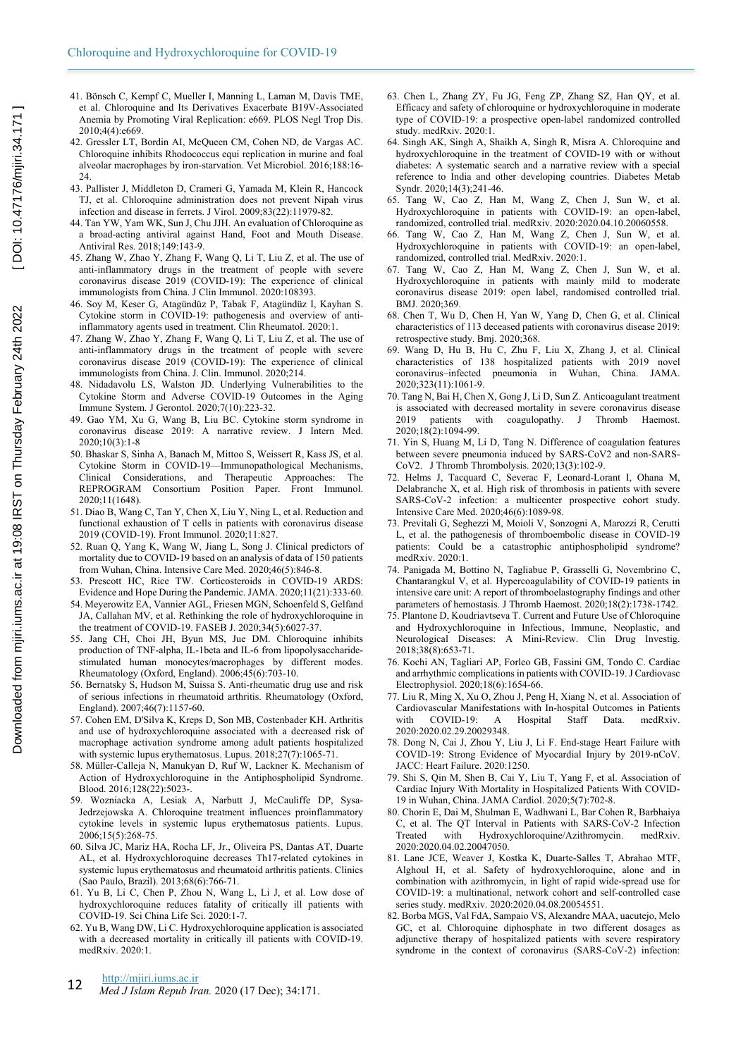41. Bönsch C, Kempf C, Mueller I, Manning L, Laman M, Davis TME, et al. Chloroquine and Its Derivatives Exacerbate B19V-Associated Anemia by Promoting Viral Replication: e669. PLOS Negl Trop Dis. 2010;4(4):e669.
42. Gressler LT, Bordin AI, McQueen CM, Cohen ND, de Vargas AC. Chloroquine inhibits Rhodococcus equi replication in murine and foal alveolar macrophages by iron-starvation. Vet Microbiol. 2016;188:16-24.
43. Pallister J, Middleton D, Crameri G, Yamada M, Klein R, Hancock TJ, et al. Chloroquine administration does not prevent Nipah virus infection and disease in ferrets. J Virol. 2009;83(22):11979-82.
44. Tan YW, Yam WK, Sun J, Chu JJH. An evaluation of Chloroquine as a broad-acting antiviral against Hand, Foot and Mouth Disease. Antiviral Res. 2018;149:143-9.
45. Zhang W, Zhao Y, Zhang F, Wang Q, Li T, Liu Z, et al. The use of anti-inflammatory drugs in the treatment of people with severe coronavirus disease 2019 (COVID-19): The experience of clinical immunologists from China. J Clin Immunol. 2020:108393.
46. Soy M, Keser G, Atagündüz P, Tabak F, Atagündüz I, Kayhan S. Cytokine storm in COVID-19: pathogenesis and overview of anti-inflammatory agents used in treatment. Clin Rheumatol. 2020:1.
47. Zhang W, Zhao Y, Zhang F, Wang Q, Li T, Liu Z, et al. The use of anti-inflammatory drugs in the treatment of people with severe coronavirus disease 2019 (COVID-19): The experience of clinical immunologists from China. J. Clin. Immunol. 2020;214.
48. Nidadavolu LS, Walston JD. Underlying Vulnerabilities to the Cytokine Storm and Adverse COVID-19 Outcomes in the Aging Immune System. J Gerontol. 2020;7(10):223-32.
49. Gao YM, Xu G, Wang B, Liu BC. Cytokine storm syndrome in coronavirus disease 2019: A narrative review. J Intern Med. 2020;10(3):1-8
50. Bhaskar S, Sinha A, Banach M, Mittoo S, Weissert R, Kass JS, et al. Cytokine Storm in COVID-19—Immunopathological Mechanisms, Clinical Considerations, and Therapeutic Approaches: The REPROGRAM Consortium Position Paper. Front Immunol. 2020;11(1648).
51. Diao B, Wang C, Tan Y, Chen X, Liu Y, Ning L, et al. Reduction and functional exhaustion of T cells in patients with coronavirus disease 2019 (COVID-19). Front Immunol. 2020;11:827.
52. Ruan Q, Yang K, Wang W, Jiang L, Song J. Clinical predictors of mortality due to COVID-19 based on an analysis of data of 150 patients from Wuhan, China. Intensive Care Med. 2020;46(5):846-8.
53. Prescott HC, Rice TW. Corticosteroids in COVID-19 ARDS: Evidence and Hope During the Pandemic. JAMA. 2020;11(21):333-60.
54. Meyerowitz EA, Vannier AGL, Friesen MGN, Schoenfeld S, Gelfand JA, Callahan MV, et al. Rethinking the role of hydroxychloroquine in the treatment of COVID-19. FASEB J. 2020;34(5):6027-37.
55. Jang CH, Choi JH, Byun MS, Jue DM. Chloroquine inhibits production of TNF-alpha, IL-1beta and IL-6 from lipopolysaccharide-stimulated human monocytes/macrophages by different modes. Rheumatology (Oxford, England). 2006;45(6):703-10.
56. Bernatsky S, Hudson M, Suissa S. Anti-rheumatic drug use and risk of serious infections in rheumatoid arthritis. Rheumatology (Oxford, England). 2007;46(7):1157-60.
57. Cohen EM, D'Silva K, Kreps D, Son MB, Costenbader KH. Arthritis and use of hydroxychloroquine associated with a decreased risk of macrophage activation syndrome among adult patients hospitalized with systemic lupus erythematosus. Lupus. 2018;27(7):1065-71.
58. Müller-Calleja N, Manukyan D, Ruf W, Lackner K. Mechanism of Action of Hydroxychloroquine in the Antiphospholipid Syndrome. Blood. 2016;128(22):5023-.
59. Wozniacka A, Lesiak A, Narbutt J, McCauliffe DP, Sysa-Jedrzejowska A. Chloroquine treatment influences proinflammatory cytokine levels in systemic lupus erythematosus patients. Lupus. 2006;15(5):268-75.
60. Silva JC, Mariz HA, Rocha LF, Jr., Oliveira PS, Dantas AT, Duarte AL, et al. Hydroxychloroquine decreases Th17-related cytokines in systemic lupus erythematosus and rheumatoid arthritis patients. Clinics (Sao Paulo, Brazil). 2013;68(6):766-71.
61. Yu B, Li C, Chen P, Zhou N, Wang L, Li J, et al. Low dose of hydroxychloroquine reduces fatality of critically ill patients with COVID-19. Sci China Life Sci. 2020:1-7.
62. Yu B, Wang DW, Li C. Hydroxychloroquine application is associated with a decreased mortality in critically ill patients with COVID-19. medRxiv. 2020:1.
63. Chen L, Zhang ZY, Fu JG, Feng ZP, Zhang SZ, Han QY, et al. Efficacy and safety of chloroquine or hydroxychloroquine in moderate type of COVID-19: a prospective open-label randomized controlled study. medRxiv. 2020:1.
64. Singh AK, Singh A, Shaikh A, Singh R, Misra A. Chloroquine and hydroxychloroquine in the treatment of COVID-19 with or without diabetes: A systematic search and a narrative review with a special reference to India and other developing countries. Diabetes Metab Syndr. 2020;14(3);241-46.
65. Tang W, Cao Z, Han M, Wang Z, Chen J, Sun W, et al. Hydroxychloroquine in patients with COVID-19: an open-label, randomized, controlled trial. medRxiv. 2020:2020.04.10.20060558.
66. Tang W, Cao Z, Han M, Wang Z, Chen J, Sun W, et al. Hydroxychloroquine in patients with COVID-19: an open-label, randomized, controlled trial. MedRxiv. 2020:1.
67. Tang W, Cao Z, Han M, Wang Z, Chen J, Sun W, et al. Hydroxychloroquine in patients with mainly mild to moderate coronavirus disease 2019: open label, randomised controlled trial. BMJ. 2020;369.
68. Chen T, Wu D, Chen H, Yan W, Yang D, Chen G, et al. Clinical characteristics of 113 deceased patients with coronavirus disease 2019: retrospective study. Bmj. 2020;368.
69. Wang D, Hu B, Hu C, Zhu F, Liu X, Zhang J, et al. Clinical characteristics of 138 hospitalized patients with 2019 novel coronavirus–infected pneumonia in Wuhan, China. JAMA. 2020;323(11):1061-9.
70. Tang N, Bai H, Chen X, Gong J, Li D, Sun Z. Anticoagulant treatment is associated with decreased mortality in severe coronavirus disease 2019 patients with coagulopathy. J Thromb Haemost. 2020;18(2):1094-99.
71. Yin S, Huang M, Li D, Tang N. Difference of coagulation features between severe pneumonia induced by SARS-CoV2 and non-SARS-CoV2. J Thromb Thrombolysis. 2020;13(3):102-9.
72. Helms J, Tacquard C, Severac F, Leonard-Lorant I, Ohana M, Delabranche X, et al. High risk of thrombosis in patients with severe SARS-CoV-2 infection: a multicenter prospective cohort study. Intensive Care Med. 2020;46(6):1089-98.
73. Previtali G, Seghezzi M, Moioli V, Sonzogni A, Marozzi R, Cerutti L, et al. the pathogenesis of thromboembolic disease in COVID-19 patients: Could be a catastrophic antiphospholipid syndrome? medRxiv. 2020:1.
74. Panigada M, Bottino N, Tagliabue P, Grasselli G, Novembrino C, Chantarangkul V, et al. Hypercoagulability of COVID-19 patients in intensive care unit: A report of thromboelastography findings and other parameters of hemostasis. J Thromb Haemost. 2020;18(2):1738-1742.
75. Plantone D, Koudriavtseva T. Current and Future Use of Chloroquine and Hydroxychloroquine in Infectious, Immune, Neoplastic, and Neurological Diseases: A Mini-Review. Clin Drug Investig. 2018;38(8):653-71.
76. Kochi AN, Tagliari AP, Forleo GB, Fassini GM, Tondo C. Cardiac and arrhythmic complications in patients with COVID-19. J Cardiovasc Electrophysiol. 2020;18(6):1654-66.
77. Liu R, Ming X, Xu O, Zhou J, Peng H, Xiang N, et al. Association of Cardiovascular Manifestations with In-hospital Outcomes in Patients with COVID-19: A Hospital Staff Data. medRxiv. 2020:2020.02.29.20029348.
78. Dong N, Cai J, Zhou Y, Liu J, Li F. End-stage Heart Failure with COVID-19: Strong Evidence of Myocardial Injury by 2019-nCoV. JACC: Heart Failure. 2020:1250.
79. Shi S, Qin M, Shen B, Cai Y, Liu T, Yang F, et al. Association of Cardiac Injury With Mortality in Hospitalized Patients With COVID-19 in Wuhan, China. JAMA Cardiol. 2020;5(7):702-8.
80. Chorin E, Dai M, Shulman E, Wadhwani L, Bar Cohen R, Barbhaiya C, et al. The QT Interval in Patients with SARS-CoV-2 Infection Treated with Hydroxychloroquine/Azithromycin. medRxiv. 2020:2020.04.02.20047050.
81. Lane JCE, Weaver J, Kostka K, Duarte-Salles T, Abrahao MTF, Alghoul H, et al. Safety of hydroxychloroquine, alone and in combination with azithromycin, in light of rapid wide-spread use for COVID-19: a multinational, network cohort and self-controlled case series study. medRxiv. 2020:2020.04.08.20054551.
82. Borba MGS, Val FdA, Sampaio VS, Alexandre MAA, uacutejo, Melo GC, et al. Chloroquine diphosphate in two different dosages as adjunctive therapy of hospitalized patients with severe respiratory syndrome in the context of coronavirus (SARS-CoV-2) infection: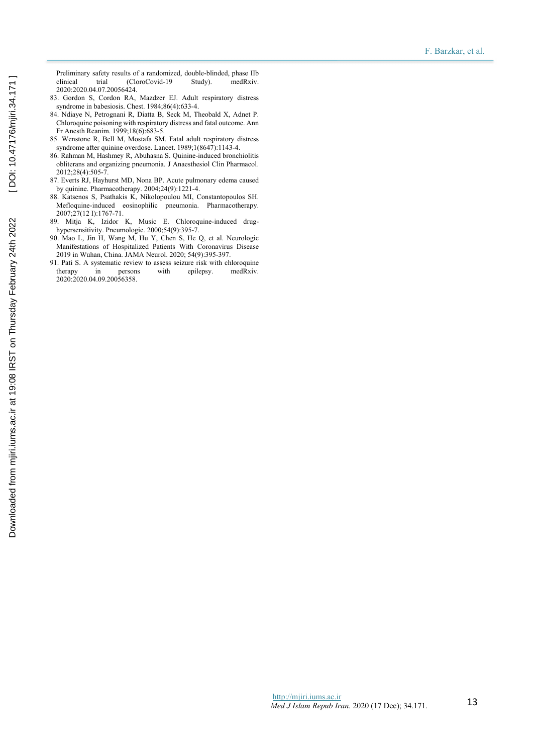Preliminary safety results of a randomized, double-blinded, phase IIb clinical trial (CloroCovid-19 Study). medRxiv. 2020:2020.04.07.20056424.

83. Gordon S, Cordon RA, Mazdzer EJ. Adult respiratory distress syndrome in babesiosis. Chest. 1984;86(4):633-4.
84. Ndiaye N, Petrognani R, Diatta B, Seck M, Theobald X, Adnet P. Chloroquine poisoning with respiratory distress and fatal outcome. Ann Fr Anesth Reanim. 1999;18(6):683-5.
85. Wenstone R, Bell M, Mostafa SM. Fatal adult respiratory distress syndrome after quinine overdose. Lancet. 1989;1(8647):1143-4.
86. Rahman M, Hashmey R, Abuhasna S. Quinine-induced bronchiolitis obliterans and organizing pneumonia. J Anaesthesiol Clin Pharmacol. 2012;28(4):505-7.
87. Everts RJ, Hayhurst MD, Nona BP. Acute pulmonary edema caused by quinine. Pharmacotherapy. 2004;24(9):1221-4.
88. Katsenos S, Psathakis K, Nikolopoulou MI, Constantopoulos SH. Mefloquine-induced eosinophilic pneumonia. Pharmacotherapy. 2007;27(12 I):1767-71.
89. Mitja K, Izidor K, Music E. Chloroquine-induced drug-hypersensitivity. Pneumologie. 2000;54(9):395-7.
90. Mao L, Jin H, Wang M, Hu Y, Chen S, He Q, et al. Neurologic Manifestations of Hospitalized Patients With Coronavirus Disease 2019 in Wuhan, China. JAMA Neurol. 2020; 54(9):395-397.
91. Pati S. A systematic review to assess seizure risk with chloroquine therapy in persons with epilepsy. medRxiv. 2020:2020.04.09.20056358.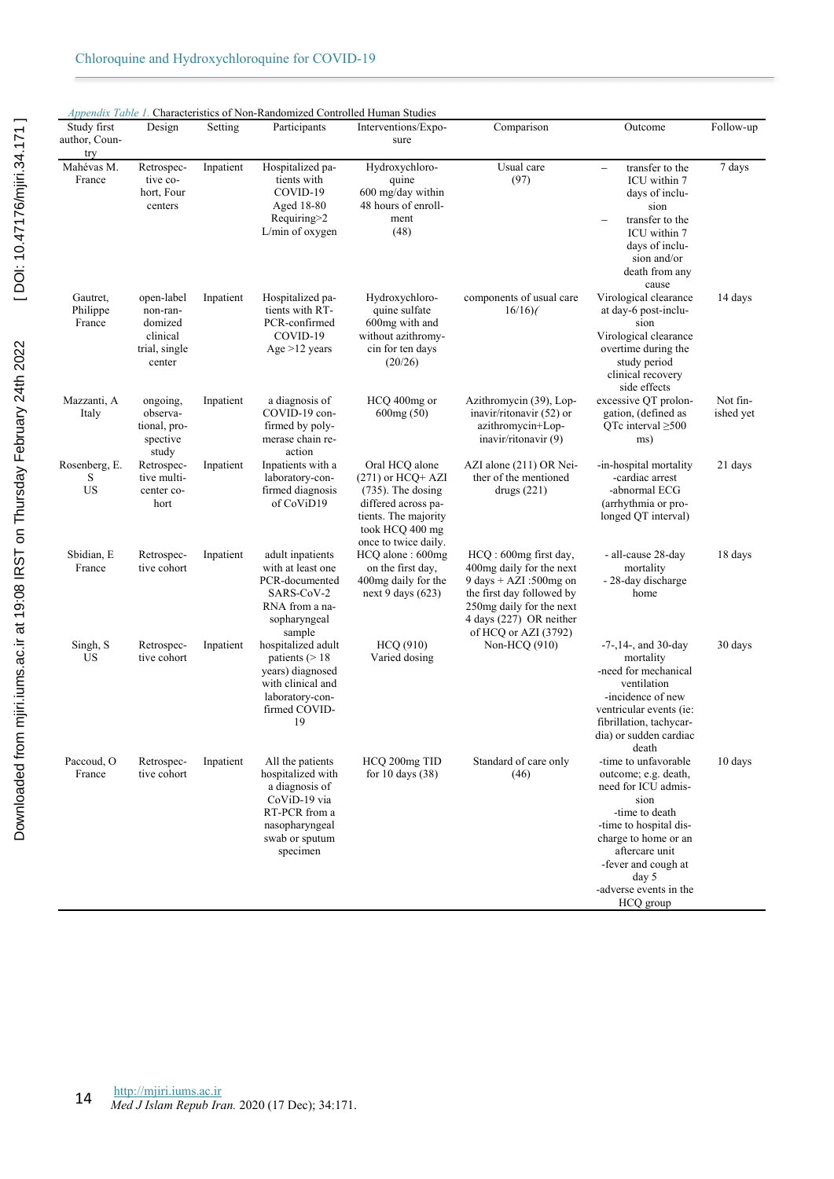*Appendix Table 1.* Characteristics of Non-Randomized Controlled Human Studies

| Study first author, Country | Design | Setting | Participants | Interventions/Exposure | Comparison | Outcome | Follow-up |
|---|---|---|---|---|---|---|---|
| Mahévas M. France | Retrospective cohort, Four centers | Inpatient | Hospitalized patients with COVID-19 Aged 18-80 Requiring>2 L/min of oxygen | Hydroxychloroquine 600 mg/day within 48 hours of enrollment (48) | Usual care (97) | – transfer to the ICU within 7 days of inclusion – transfer to the ICU within 7 days of inclusion and/or death from any cause | 7 days |
| Gautret, Philippe France | open-label non-randomized clinical trial, single center | Inpatient | Hospitalized patients with RT-PCR-confirmed COVID-19 Age >12 years | Hydroxychloroquine sulfate 600mg with and without azithromycin for ten days (20/26) | components of usual care 16/16)( | Virological clearance at day-6 post-inclusion Virological clearance overtime during the study period clinical recovery side effects | 14 days |
| Mazzanti, A Italy | ongoing, observational, prospective study | Inpatient | a diagnosis of COVID-19 confirmed by polymerase chain reaction | HCQ 400mg or 600mg (50) | Azithromycin (39), Lopinavir/ritonavir (52) or azithromycin+Lopinavir/ritonavir (9) | excessive QT prolongation, (defined as QTc interval ≥500 ms) | Not finished yet |
| Rosenberg, E. S US | Retrospective multi-center cohort | Inpatient | Inpatients with a laboratory-confirmed diagnosis of CoViD19 | Oral HCQ alone (271) or HCQ+ AZI (735). The dosing differed across patients. The majority took HCQ 400 mg once to twice daily. | AZI alone (211) OR Neither of the mentioned drugs (221) | -in-hospital mortality -cardiac arrest -abnormal ECG (arrhythmia or prolonged QT interval) | 21 days |
| Sbidian, E France | Retrospective cohort | Inpatient | adult inpatients with at least one PCR-documented SARS-CoV-2 RNA from a nasopharyngeal sample | HCQ alone : 600mg on the first day, 400mg daily for the next 9 days (623) | HCQ : 600mg first day, 400mg daily for the next 9 days + AZI :500mg on the first day followed by 250mg daily for the next 4 days (227) OR neither of HCQ or AZI (3792) | - all-cause 28-day mortality - 28-day discharge home | 18 days |
| Singh, S US | Retrospective cohort | Inpatient | hospitalized adult patients (> 18 years) diagnosed with clinical and laboratory-confirmed COVID-19 | HCQ (910) Varied dosing | Non-HCQ (910) | -7-,14-, and 30-day mortality -need for mechanical ventilation -incidence of new ventricular events (ie: fibrillation, tachycardia) or sudden cardiac death | 30 days |
| Paccoud, O France | Retrospective cohort | Inpatient | All the patients hospitalized with a diagnosis of CoViD-19 via RT-PCR from a nasopharyngeal swab or sputum specimen | HCQ 200mg TID for 10 days (38) | Standard of care only (46) | -time to unfavorable outcome; e.g. death, need for ICU admission -time to death -time to hospital discharge to home or an aftercare unit -fever and cough at day 5 -adverse events in the HCQ group | 10 days |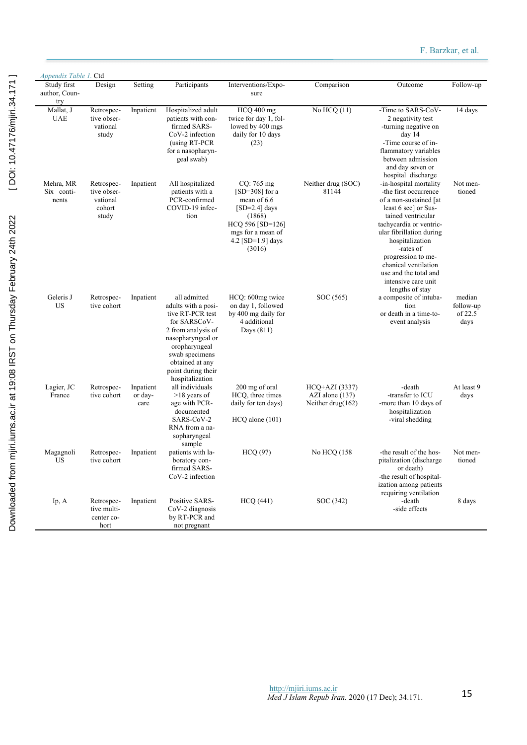*Appendix Table 1.* Ctd

| Study first author, Country | Design | Setting | Participants | Interventions/Exposure | Comparison | Outcome | Follow-up |
|---|---|---|---|---|---|---|---|
| Mallat, J UAE | Retrospective observational study | Inpatient | Hospitalized adult patients with confirmed SARS-CoV-2 infection (using RT-PCR for a nasopharyngeal swab) | HCQ 400 mg twice for day 1, followed by 400 mgs daily for 10 days (23) | No HCQ (11) | -Time to SARS-CoV-2 negativity test -turning negative on day 14 -Time course of inflammatory variables between admission and day seven or hospital discharge | 14 days |
| Mehra, MR Six continents | Retrospective observational cohort study | Inpatient | All hospitalized patients with a PCR-confirmed COVID-19 infection | CQ: 765 mg [SD=308] for a mean of 6.6 [SD=2.4] days (1868) HCQ 596 [SD=126] mgs for a mean of 4.2 [SD=1.9] days (3016) | Neither drug (SOC) 81144 | -in-hospital mortality -the first occurrence of a non-sustained [at least 6 sec] or Sustained ventricular tachycardia or ventricular fibrillation during hospitalization -rates of progression to mechanical ventilation use and the total and intensive care unit lengths of stay | Not mentioned |
| Geleris J US | Retrospective cohort | Inpatient | all admitted adults with a positive RT-PCR test for SARSCoV-2 from analysis of nasopharyngeal or oropharyngeal swab specimens obtained at any point during their hospitalization | HCQ: 600mg twice on day 1, followed by 400 mg daily for 4 additional Days (811) | SOC (565) | a composite of intubation or death in a time-to-event analysis | median follow-up of 22.5 days |
| Lagier, JC France | Retrospective cohort | Inpatient or day-care | all individuals >18 years of age with PCR-documented SARS-CoV-2 RNA from a nasopharyngeal sample | 200 mg of oral HCQ, three times daily for ten days) HCQ alone (101) | HCQ+AZI (3337) AZI alone (137) Neither drug(162) | -death -transfer to ICU -more than 10 days of hospitalization -viral shedding | At least 9 days |
| Magagnoli US | Retrospective cohort | Inpatient | patients with laboratory confirmed SARS-CoV-2 infection | HCQ (97) | No HCQ (158 | -the result of the hospitalization (discharge or death) -the result of hospitalization among patients requiring ventilation | Not mentioned |
| Ip, A | Retrospective multi-center cohort | Inpatient | Positive SARS-CoV-2 diagnosis by RT-PCR and not pregnant | HCQ (441) | SOC (342) | -death -side effects | 8 days |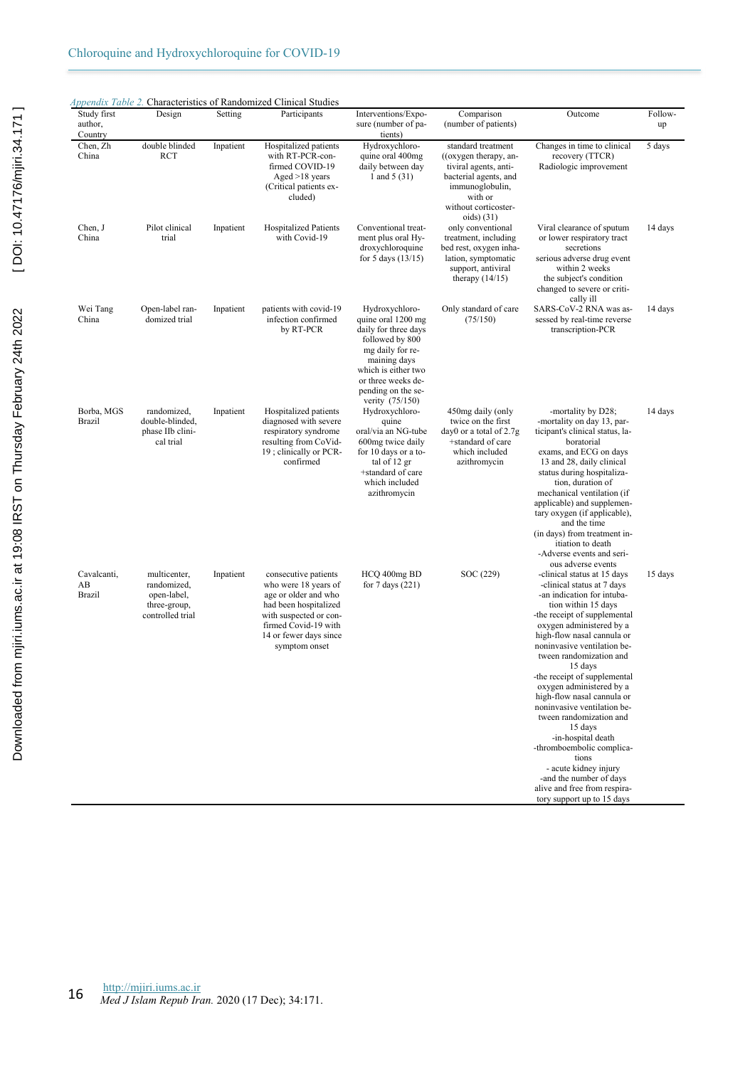*Appendix Table 2.* Characteristics of Randomized Clinical Studies

| Study first author, Country | Design | Setting | Participants | Interventions/Exposure (number of patients) | Comparison (number of patients) | Outcome | Follow-up |
|---|---|---|---|---|---|---|---|
| Chen, Zh China | double blinded RCT | Inpatient | Hospitalized patients with RT-PCR-confirmed COVID-19 Aged >18 years (Critical patients excluded) | Hydroxychloroquine oral 400mg daily between day 1 and 5 (31) | standard treatment ((oxygen therapy, antiviral agents, antibacterial agents, and immunoglobulin, with or without corticosteroids) (31) | Changes in time to clinical recovery (TTCR) Radiologic improvement | 5 days |
| Chen, J China | Pilot clinical trial | Inpatient | Hospitalized Patients with Covid-19 | Conventional treatment plus oral Hydroxychloroquine for 5 days (13/15) | only conventional treatment, including bed rest, oxygen inhalation, symptomatic support, antiviral therapy (14/15) | Viral clearance of sputum or lower respiratory tract secretions serious adverse drug event within 2 weeks the subject's condition changed to severe or critically ill | 14 days |
| Wei Tang China | Open-label randomized trial | Inpatient | patients with covid-19 infection confirmed by RT-PCR | Hydroxychloroquine oral 1200 mg daily for three days followed by 800 mg daily for remaining days which is either two or three weeks depending on the severity (75/150) | Only standard of care (75/150) | SARS-CoV-2 RNA was assessed by real-time reverse transcription-PCR | 14 days |
| Borba, MGS Brazil | randomized, double-blinded, phase IIb clinical trial | Inpatient | Hospitalized patients diagnosed with severe respiratory syndrome resulting from CoVid-19 ; clinically or PCR-confirmed | Hydroxychloroquine oral/via an NG-tube 600mg twice daily for 10 days or a total of 12 gr +standard of care which included azithromycin | 450mg daily (only twice on the first day0 or a total of 2.7g +standard of care which included azithromycin | -mortality by D28; -mortality on day 13, participant's clinical status, laboratorial exams, and ECG on days 13 and 28, daily clinical status during hospitalization, duration of mechanical ventilation (if applicable) and supplementary oxygen (if applicable), and the time (in days) from treatment initiation to death -Adverse events and serious adverse events | 14 days |
| Cavalcanti, AB Brazil | multicenter, randomized, open-label, three-group, controlled trial | Inpatient | consecutive patients who were 18 years of age or older and who had been hospitalized with suspected or confirmed Covid-19 with 14 or fewer days since symptom onset | HCQ 400mg BD for 7 days (221) | SOC (229) | -clinical status at 15 days -clinical status at 7 days -an indication for intubation within 15 days -the receipt of supplemental oxygen administered by a high-flow nasal cannula or noninvasive ventilation between randomization and 15 days -the receipt of supplemental oxygen administered by a high-flow nasal cannula or noninvasive ventilation between randomization and 15 days -in-hospital death -thromboembolic complications - acute kidney injury -and the number of days alive and free from respiratory support up to 15 days | 15 days |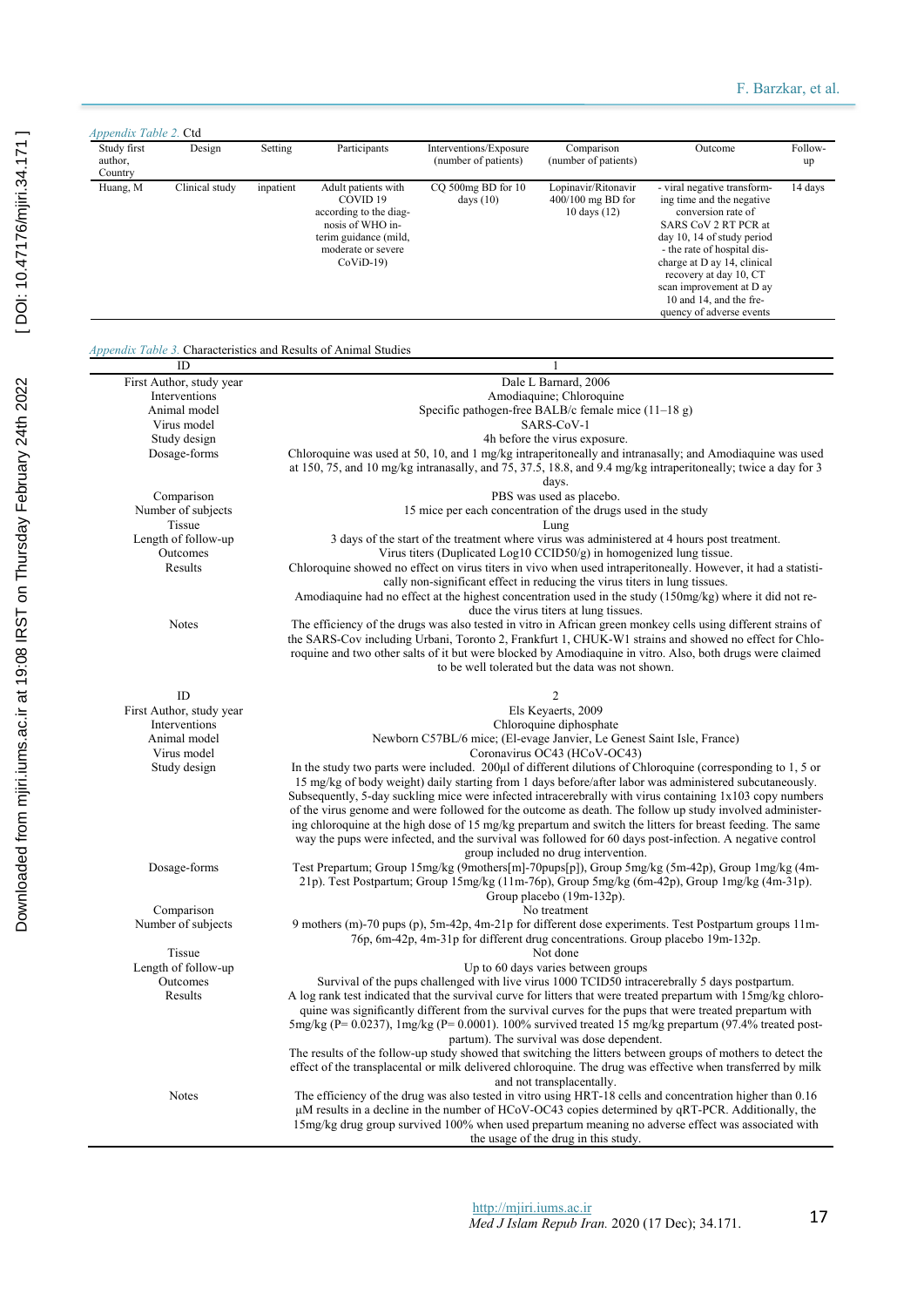*Appendix Table 2.* Ctd

| Study first author, Country | Design | Setting | Participants | Interventions/Exposure (number of patients) | Comparison (number of patients) | Outcome | Follow-up |
|---|---|---|---|---|---|---|---|
| Huang, M | Clinical study | inpatient | Adult patients with COVID 19 according to the diagnosis of WHO interim guidance (mild, moderate or severe CoViD-19) | CQ 500mg BD for 10 days (10) | Lopinavir/Ritonavir 400/100 mg BD for 10 days (12) | - viral negative transforming time and the negative conversion rate of SARS CoV 2 RT PCR at day 10, 14 of study period - the rate of hospital discharge at D ay 14, clinical recovery at day 10, CT scan improvement at D ay 10 and 14, and the frequency of adverse events | 14 days |

*Appendix Table 3.* Characteristics and Results of Animal Studies

| ID | 1 |
|---|---|
| First Author, study year | Dale L Barnard, 2006 |
| Interventions | Amodiaquine; Chloroquine |
| Animal model | Specific pathogen-free BALB/c female mice (11–18 g) |
| Virus model | SARS-CoV-1 |
| Study design | 4h before the virus exposure. |
| Dosage-forms | Chloroquine was used at 50, 10, and 1 mg/kg intraperitoneally and intranasally; and Amodiaquine was used at 150, 75, and 10 mg/kg intranasally, and 75, 37.5, 18.8, and 9.4 mg/kg intraperitoneally; twice a day for 3 days. |
| Comparison | PBS was used as placebo. |
| Number of subjects | 15 mice per each concentration of the drugs used in the study |
| Tissue | Lung |
| Length of follow-up | 3 days of the start of the treatment where virus was administered at 4 hours post treatment. |
| Outcomes | Virus titers (Duplicated Log10 CCID50/g) in homogenized lung tissue. |
| Results | Chloroquine showed no effect on virus titers in vivo when used intraperitoneally. However, it had a statistically non-significant effect in reducing the virus titers in lung tissues. Amodiaquine had no effect at the highest concentration used in the study (150mg/kg) where it did not reduce the virus titers at lung tissues. |
| Notes | The efficiency of the drugs was also tested in vitro in African green monkey cells using different strains of the SARS-Cov including Urbani, Toronto 2, Frankfurt 1, CHUK-W1 strains and showed no effect for Chloroquine and two other salts of it but were blocked by Amodiaquine in vitro. Also, both drugs were claimed to be well tolerated but the data was not shown. |
| ID | 2 |
| First Author, study year | Els Keyaerts, 2009 |
| Interventions | Chloroquine diphosphate |
| Animal model | Newborn C57BL/6 mice; (El-evage Janvier, Le Genest Saint Isle, France) |
| Virus model | Coronavirus OC43 (HCoV-OC43) |
| Study design | In the study two parts were included. 200µl of different dilutions of Chloroquine (corresponding to 1, 5 or 15 mg/kg of body weight) daily starting from 1 days before/after labor was administered subcutaneously. Subsequently, 5-day suckling mice were infected intracerebrally with virus containing 1x103 copy numbers of the virus genome and were followed for the outcome as death. The follow up study involved administering chloroquine at the high dose of 15 mg/kg prepartum and switch the litters for breast feeding. The same way the pups were infected, and the survival was followed for 60 days post-infection. A negative control group included no drug intervention. |
| Dosage-forms | Test Prepartum; Group 15mg/kg (9mothers[m]-70pups[p]), Group 5mg/kg (5m-42p), Group 1mg/kg (4m-21p). Test Postpartum; Group 15mg/kg (11m-76p), Group 5mg/kg (6m-42p), Group 1mg/kg (4m-31p). Group placebo (19m-132p). |
| Comparison | No treatment |
| Number of subjects | 9 mothers (m)-70 pups (p), 5m-42p, 4m-21p for different dose experiments. Test Postpartum groups 11m-76p, 6m-42p, 4m-31p for different drug concentrations. Group placebo 19m-132p. |
| Tissue | Not done |
| Length of follow-up | Up to 60 days varies between groups |
| Outcomes | Survival of the pups challenged with live virus 1000 TCID50 intracerebrally 5 days postpartum. |
| Results | A log rank test indicated that the survival curve for litters that were treated prepartum with 15mg/kg chloroquine was significantly different from the survival curves for the pups that were treated prepartum with 5mg/kg (P= 0.0237), 1mg/kg (P= 0.0001). 100% survived treated 15 mg/kg prepartum (97.4% treated postpartum). The survival was dose dependent. The results of the follow-up study showed that switching the litters between groups of mothers to detect the effect of the transplacental or milk delivered chloroquine. The drug was effective when transferred by milk and not transplacentally. |
| Notes | The efficiency of the drug was also tested in vitro using HRT-18 cells and concentration higher than 0.16 µM results in a decline in the number of HCoV-OC43 copies determined by qRT-PCR. Additionally, the 15mg/kg drug group survived 100% when used prepartum meaning no adverse effect was associated with the usage of the drug in this study. |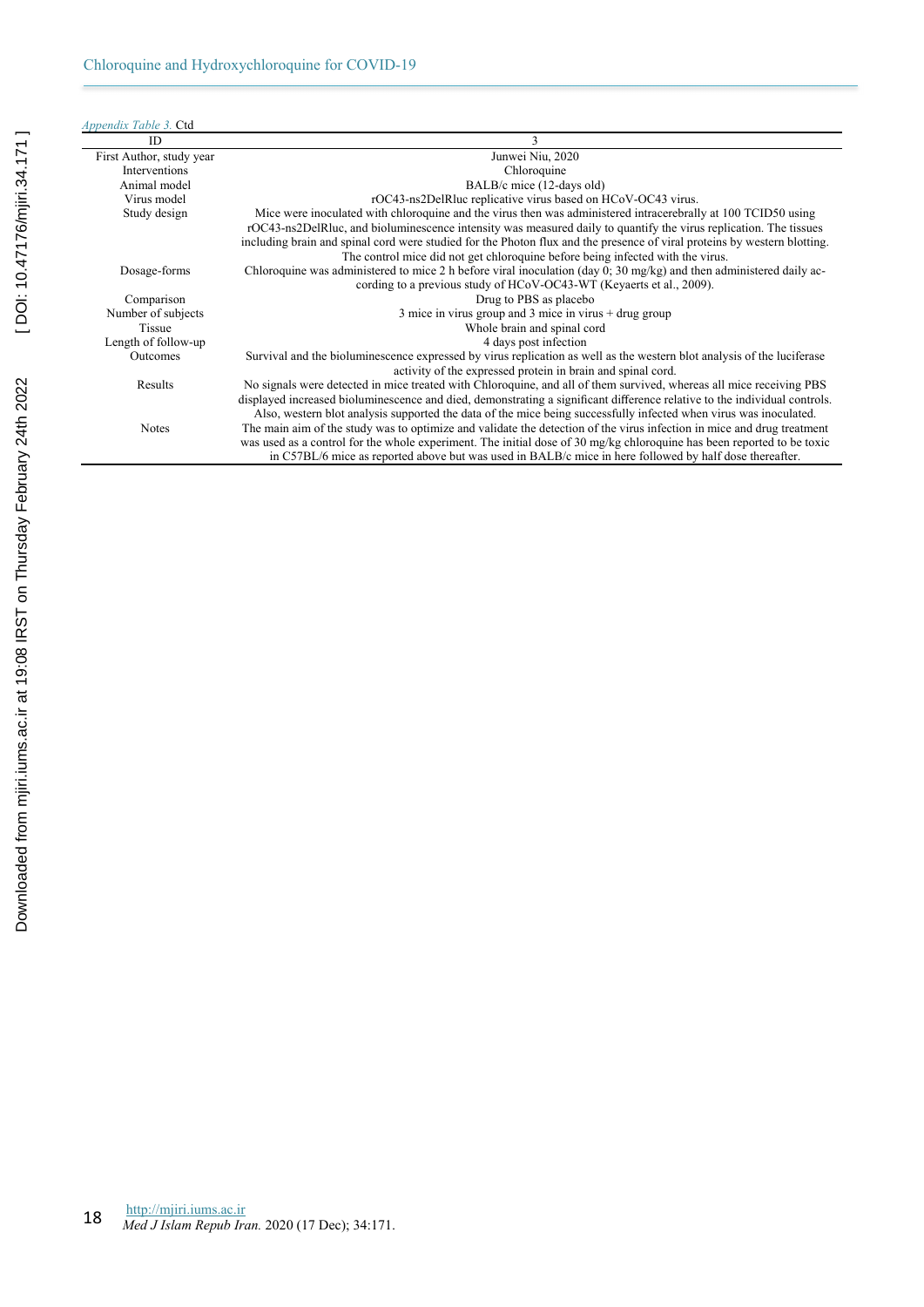*Appendix Table 3.* Ctd

| ID | 3 |
|---|---|
| First Author, study year | Junwei Niu, 2020 |
| Interventions | Chloroquine |
| Animal model | BALB/c mice (12-days old) |
| Virus model | rOC43-ns2DelRluc replicative virus based on HCoV-OC43 virus. |
| Study design | Mice were inoculated with chloroquine and the virus then was administered intracerebrally at 100 TCID50 using rOC43-ns2DelRluc, and bioluminescence intensity was measured daily to quantify the virus replication. The tissues including brain and spinal cord were studied for the Photon flux and the presence of viral proteins by western blotting. The control mice did not get chloroquine before being infected with the virus. |
| Dosage-forms | Chloroquine was administered to mice 2 h before viral inoculation (day 0; 30 mg/kg) and then administered daily according to a previous study of HCoV-OC43-WT (Keyaerts et al., 2009). |
| Comparison | Drug to PBS as placebo |
| Number of subjects | 3 mice in virus group and 3 mice in virus + drug group |
| Tissue | Whole brain and spinal cord |
| Length of follow-up | 4 days post infection |
| Outcomes | Survival and the bioluminescence expressed by virus replication as well as the western blot analysis of the luciferase activity of the expressed protein in brain and spinal cord. |
| Results | No signals were detected in mice treated with Chloroquine, and all of them survived, whereas all mice receiving PBS displayed increased bioluminescence and died, demonstrating a significant difference relative to the individual controls. Also, western blot analysis supported the data of the mice being successfully infected when virus was inoculated. |
| Notes | The main aim of the study was to optimize and validate the detection of the virus infection in mice and drug treatment was used as a control for the whole experiment. The initial dose of 30 mg/kg chloroquine has been reported to be toxic in C57BL/6 mice as reported above but was used in BALB/c mice in here followed by half dose thereafter. |